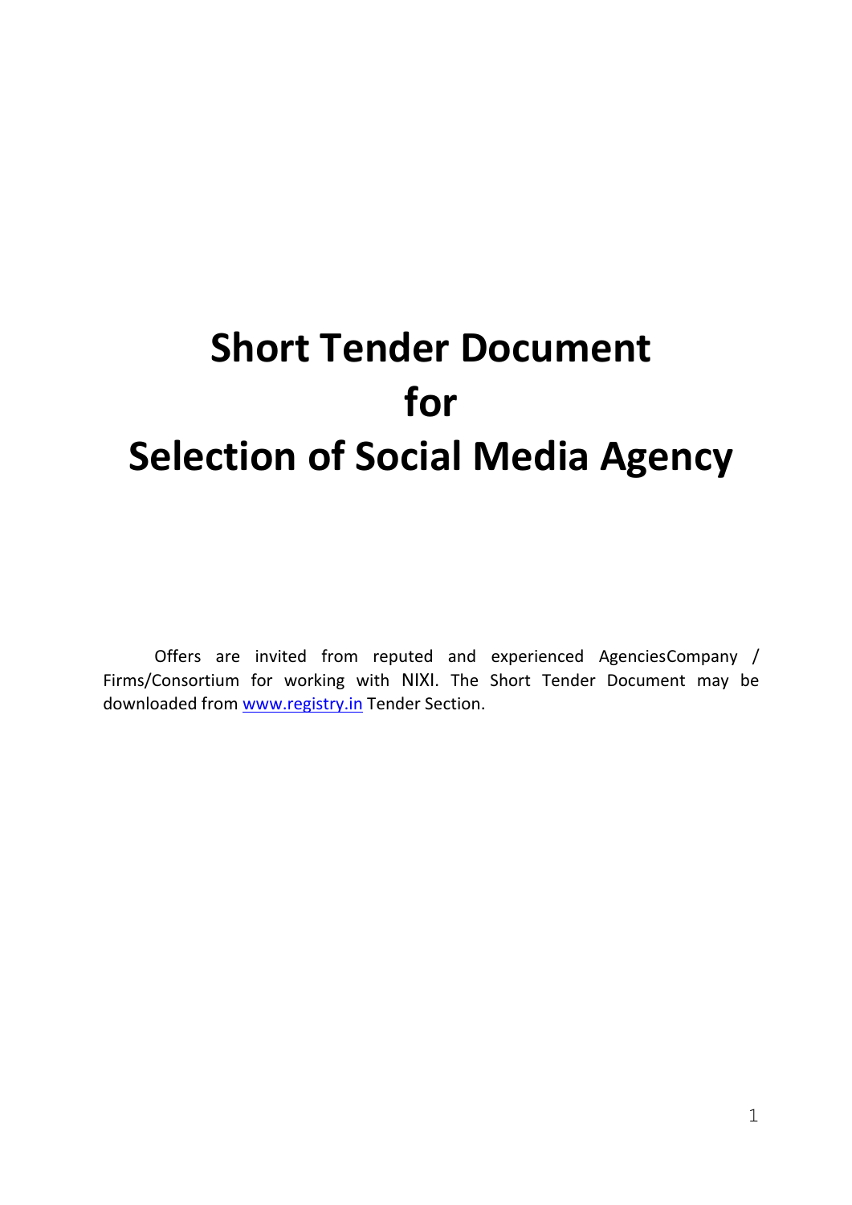# Short Tender Document for Selection of Social Media Agency

Offers are invited from reputed and experienced AgenciesCompany / Firms/Consortium for working with NIXI. The Short Tender Document may be downloaded from [www.registry.in](http://www.registry.in) Tender Section.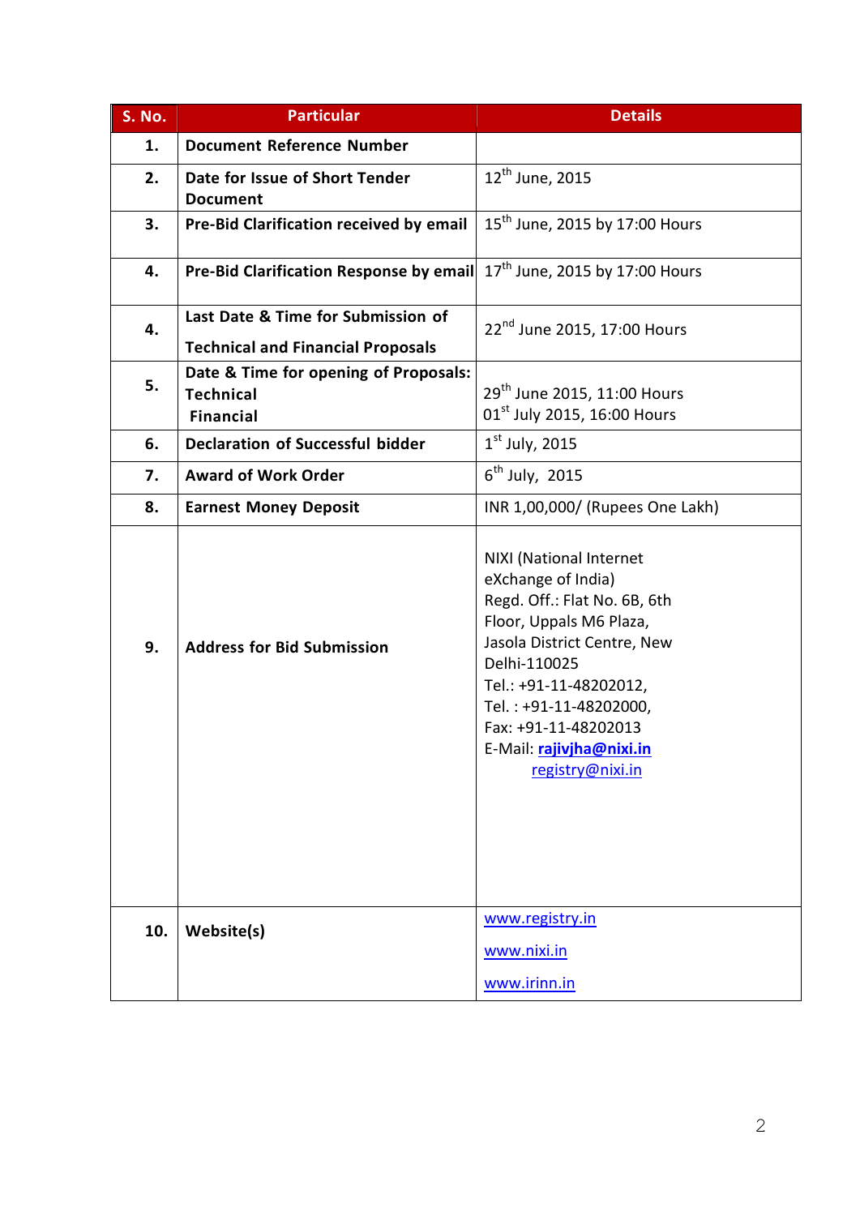| S. No. | Particular | Details |
|---|---|---|
| 1. | **Document Reference Number** | |
| 2. | **Date for Issue of Short Tender Document** | 12th June, 2015 |
| 3. | **Pre-Bid Clarification received by email** | 15th June, 2015 by 17:00 Hours |
| 4. | **Pre-Bid Clarification Response by email** | 17th June, 2015 by 17:00 Hours |
| 4. | **Last Date & Time for Submission of Technical and Financial Proposals** | 22nd June 2015, 17:00 Hours |
| 5. | **Date & Time for opening of Proposals: Technical Financial** | 29th June 2015, 11:00 Hours<br>01st July 2015, 16:00 Hours |
| 6. | **Declaration of Successful bidder** | 1st July, 2015 |
| 7. | **Award of Work Order** | 6th July, 2015 |
| 8. | **Earnest Money Deposit** | INR 1,00,000/ (Rupees One Lakh) |
| 9. | **Address for Bid Submission** | NIXI (National Internet eXchange of India)<br>Regd. Off.: Flat No. 6B, 6th Floor, Uppals M6 Plaza, Jasola District Centre, New Delhi-110025<br>Tel.: +91-11-48202012,<br>Tel. : +91-11-48202000,<br>Fax: +91-11-48202013<br>E-Mail: **rajivjha@nixi.in**<br>registry@nixi.in |
| 10. | **Website(s)** | www.registry.in<br>www.nixi.in<br>www.irinn.in |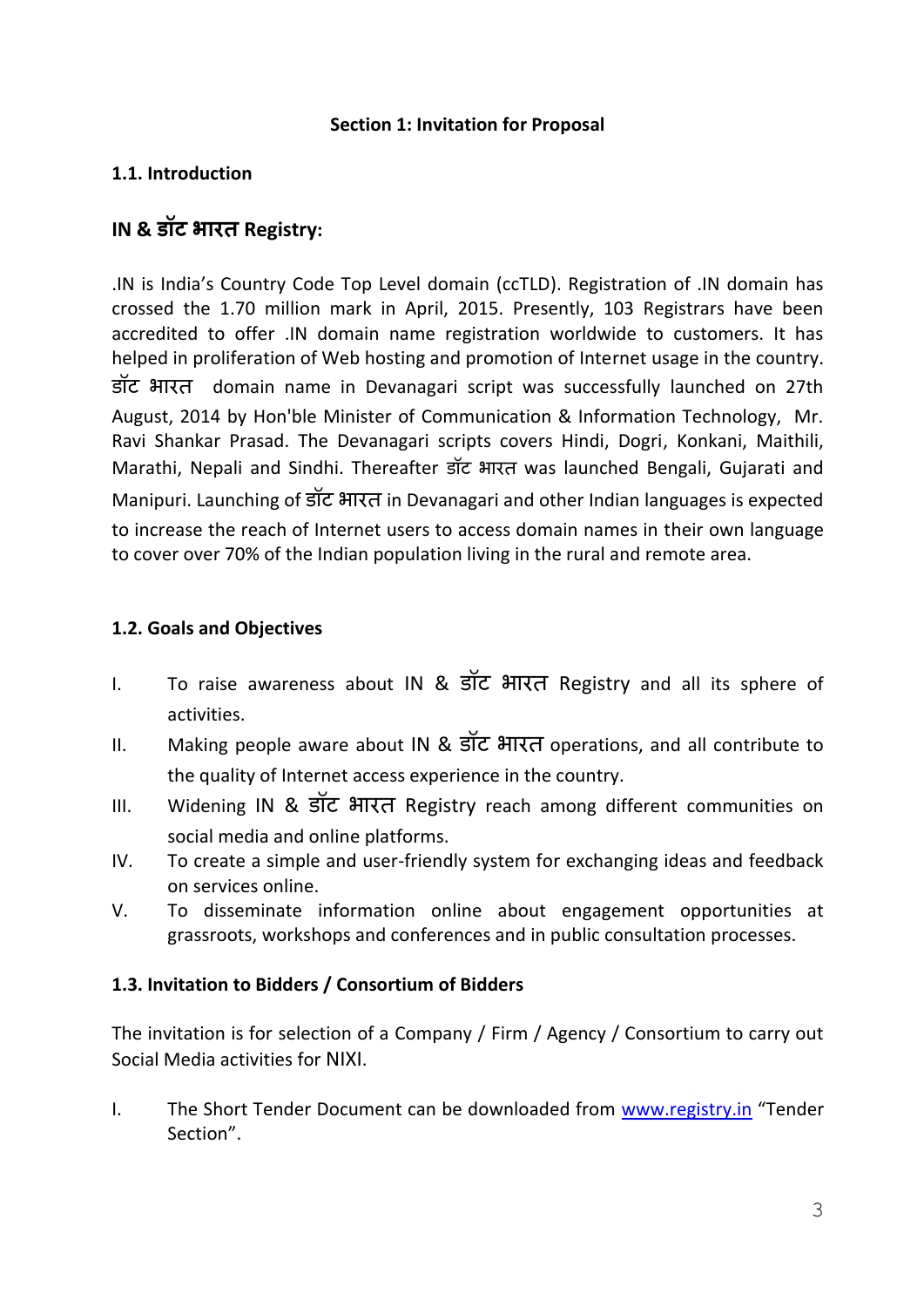## Section 1: Invitation for Proposal

### 1.1. Introduction

### IN & डॉट भारत Registry:

.IN is India's Country Code Top Level domain (ccTLD). Registration of .IN domain has crossed the 1.70 million mark in April, 2015. Presently, 103 Registrars have been accredited to offer .IN domain name registration worldwide to customers. It has helped in proliferation of Web hosting and promotion of Internet usage in the country. डॉट भारत domain name in Devanagari script was successfully launched on 27th August, 2014 by Hon'ble Minister of Communication & Information Technology, Mr. Ravi Shankar Prasad. The Devanagari scripts covers Hindi, Dogri, Konkani, Maithili, Marathi, Nepali and Sindhi. Thereafter डॉट भारत was launched Bengali, Gujarati and Manipuri. Launching of डॉट भारत in Devanagari and other Indian languages is expected to increase the reach of Internet users to access domain names in their own language to cover over 70% of the Indian population living in the rural and remote area.

### 1.2. Goals and Objectives

I. To raise awareness about IN & डॉट भारत Registry and all its sphere of activities.

II. Making people aware about IN & डॉट भारत operations, and all contribute to the quality of Internet access experience in the country.

III. Widening IN & डॉट भारत Registry reach among different communities on social media and online platforms.

IV. To create a simple and user-friendly system for exchanging ideas and feedback on services online.

V. To disseminate information online about engagement opportunities at grassroots, workshops and conferences and in public consultation processes.

### 1.3. Invitation to Bidders / Consortium of Bidders

The invitation is for selection of a Company / Firm / Agency / Consortium to carry out Social Media activities for NIXI.

I. The Short Tender Document can be downloaded from www.registry.in "Tender Section".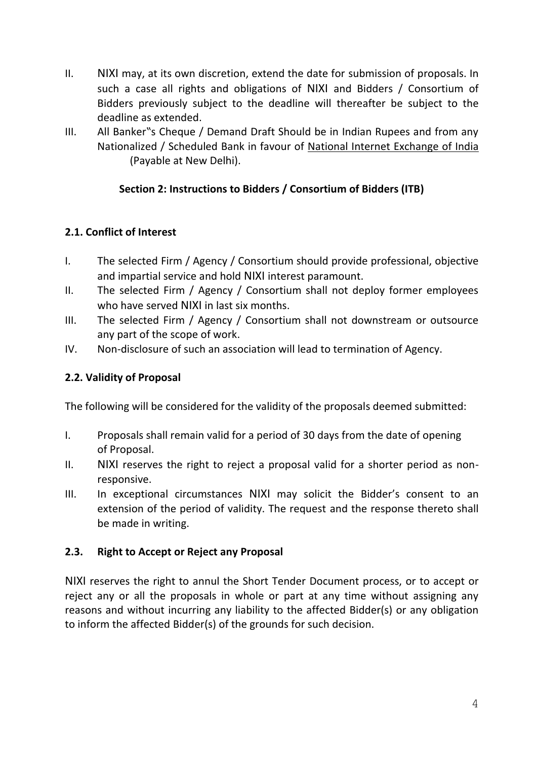II. NIXI may, at its own discretion, extend the date for submission of proposals. In such a case all rights and obligations of NIXI and Bidders / Consortium of Bidders previously subject to the deadline will thereafter be subject to the deadline as extended.

III. All Banker"s Cheque / Demand Draft Should be in Indian Rupees and from any Nationalized / Scheduled Bank in favour of National Internet Exchange of India (Payable at New Delhi).

## Section 2: Instructions to Bidders / Consortium of Bidders (ITB)

### 2.1. Conflict of Interest

I. The selected Firm / Agency / Consortium should provide professional, objective and impartial service and hold NIXI interest paramount.

II. The selected Firm / Agency / Consortium shall not deploy former employees who have served NIXI in last six months.

III. The selected Firm / Agency / Consortium shall not downstream or outsource any part of the scope of work.

IV. Non-disclosure of such an association will lead to termination of Agency.

### 2.2. Validity of Proposal

The following will be considered for the validity of the proposals deemed submitted:

I. Proposals shall remain valid for a period of 30 days from the date of opening of Proposal.

II. NIXI reserves the right to reject a proposal valid for a shorter period as non-responsive.

III. In exceptional circumstances NIXI may solicit the Bidder's consent to an extension of the period of validity. The request and the response thereto shall be made in writing.

### 2.3. Right to Accept or Reject any Proposal

NIXI reserves the right to annul the Short Tender Document process, or to accept or reject any or all the proposals in whole or part at any time without assigning any reasons and without incurring any liability to the affected Bidder(s) or any obligation to inform the affected Bidder(s) of the grounds for such decision.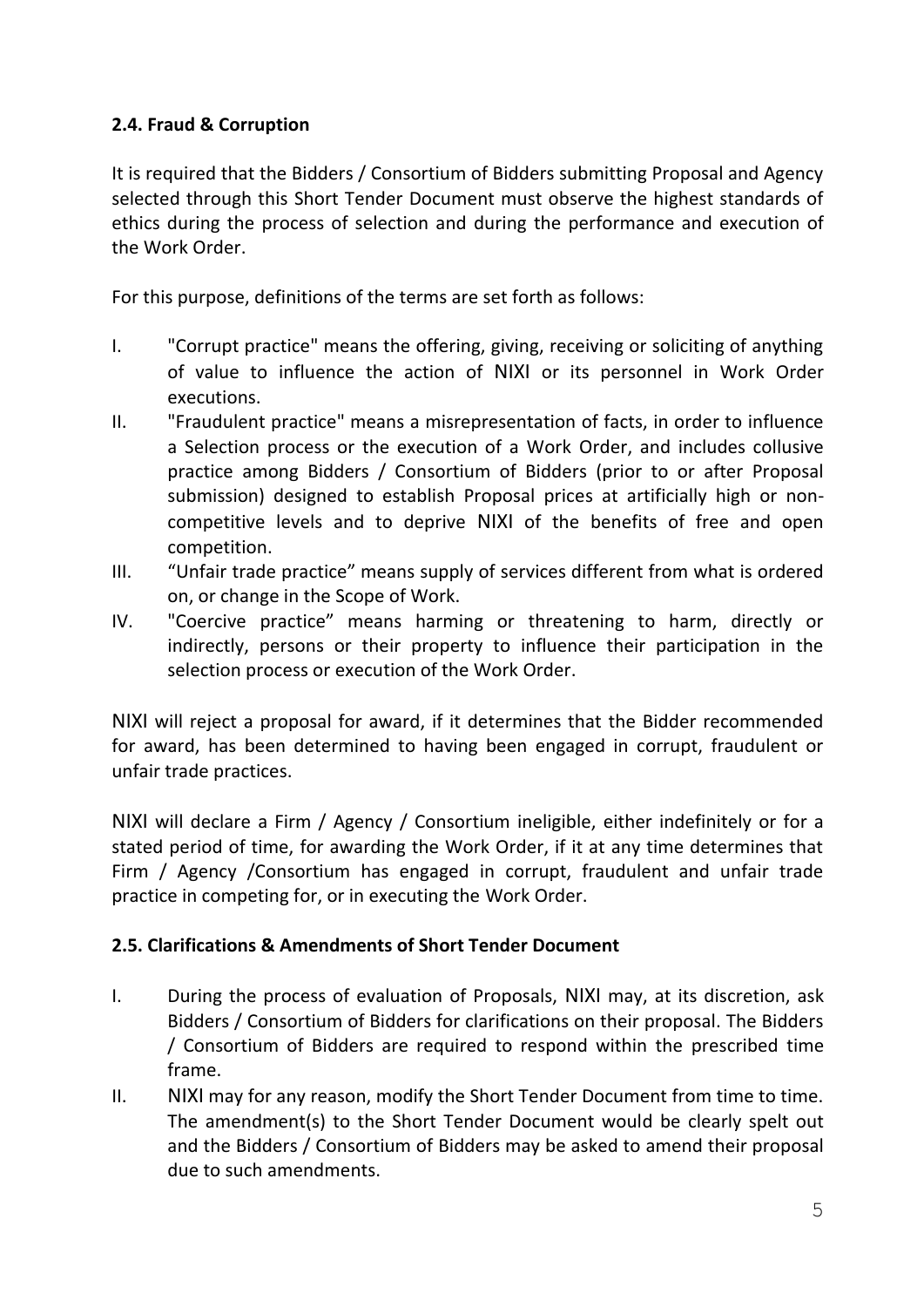### 2.4. Fraud & Corruption

It is required that the Bidders / Consortium of Bidders submitting Proposal and Agency selected through this Short Tender Document must observe the highest standards of ethics during the process of selection and during the performance and execution of the Work Order.

For this purpose, definitions of the terms are set forth as follows:

I. "Corrupt practice" means the offering, giving, receiving or soliciting of anything of value to influence the action of NIXI or its personnel in Work Order executions.
II. "Fraudulent practice" means a misrepresentation of facts, in order to influence a Selection process or the execution of a Work Order, and includes collusive practice among Bidders / Consortium of Bidders (prior to or after Proposal submission) designed to establish Proposal prices at artificially high or non-competitive levels and to deprive NIXI of the benefits of free and open competition.
III. "Unfair trade practice" means supply of services different from what is ordered on, or change in the Scope of Work.
IV. "Coercive practice" means harming or threatening to harm, directly or indirectly, persons or their property to influence their participation in the selection process or execution of the Work Order.

NIXI will reject a proposal for award, if it determines that the Bidder recommended for award, has been determined to having been engaged in corrupt, fraudulent or unfair trade practices.

NIXI will declare a Firm / Agency / Consortium ineligible, either indefinitely or for a stated period of time, for awarding the Work Order, if it at any time determines that Firm / Agency /Consortium has engaged in corrupt, fraudulent and unfair trade practice in competing for, or in executing the Work Order.

### 2.5. Clarifications & Amendments of Short Tender Document

I. During the process of evaluation of Proposals, NIXI may, at its discretion, ask Bidders / Consortium of Bidders for clarifications on their proposal. The Bidders / Consortium of Bidders are required to respond within the prescribed time frame.
II. NIXI may for any reason, modify the Short Tender Document from time to time. The amendment(s) to the Short Tender Document would be clearly spelt out and the Bidders / Consortium of Bidders may be asked to amend their proposal due to such amendments.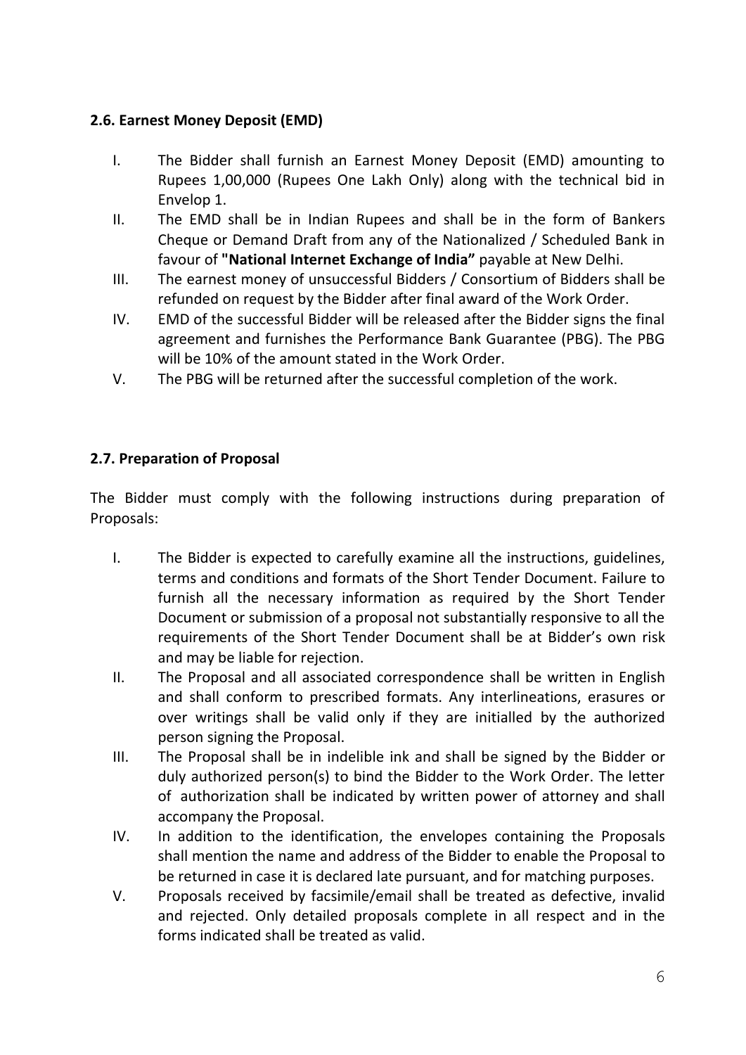### 2.6. Earnest Money Deposit (EMD)

I. The Bidder shall furnish an Earnest Money Deposit (EMD) amounting to Rupees 1,00,000 (Rupees One Lakh Only) along with the technical bid in Envelop 1.

II. The EMD shall be in Indian Rupees and shall be in the form of Bankers Cheque or Demand Draft from any of the Nationalized / Scheduled Bank in favour of **"National Internet Exchange of India"** payable at New Delhi.

III. The earnest money of unsuccessful Bidders / Consortium of Bidders shall be refunded on request by the Bidder after final award of the Work Order.

IV. EMD of the successful Bidder will be released after the Bidder signs the final agreement and furnishes the Performance Bank Guarantee (PBG). The PBG will be 10% of the amount stated in the Work Order.

V. The PBG will be returned after the successful completion of the work.

### 2.7. Preparation of Proposal

The Bidder must comply with the following instructions during preparation of Proposals:

I. The Bidder is expected to carefully examine all the instructions, guidelines, terms and conditions and formats of the Short Tender Document. Failure to furnish all the necessary information as required by the Short Tender Document or submission of a proposal not substantially responsive to all the requirements of the Short Tender Document shall be at Bidder's own risk and may be liable for rejection.

II. The Proposal and all associated correspondence shall be written in English and shall conform to prescribed formats. Any interlineations, erasures or over writings shall be valid only if they are initialled by the authorized person signing the Proposal.

III. The Proposal shall be in indelible ink and shall be signed by the Bidder or duly authorized person(s) to bind the Bidder to the Work Order. The letter of authorization shall be indicated by written power of attorney and shall accompany the Proposal.

IV. In addition to the identification, the envelopes containing the Proposals shall mention the name and address of the Bidder to enable the Proposal to be returned in case it is declared late pursuant, and for matching purposes.

V. Proposals received by facsimile/email shall be treated as defective, invalid and rejected. Only detailed proposals complete in all respect and in the forms indicated shall be treated as valid.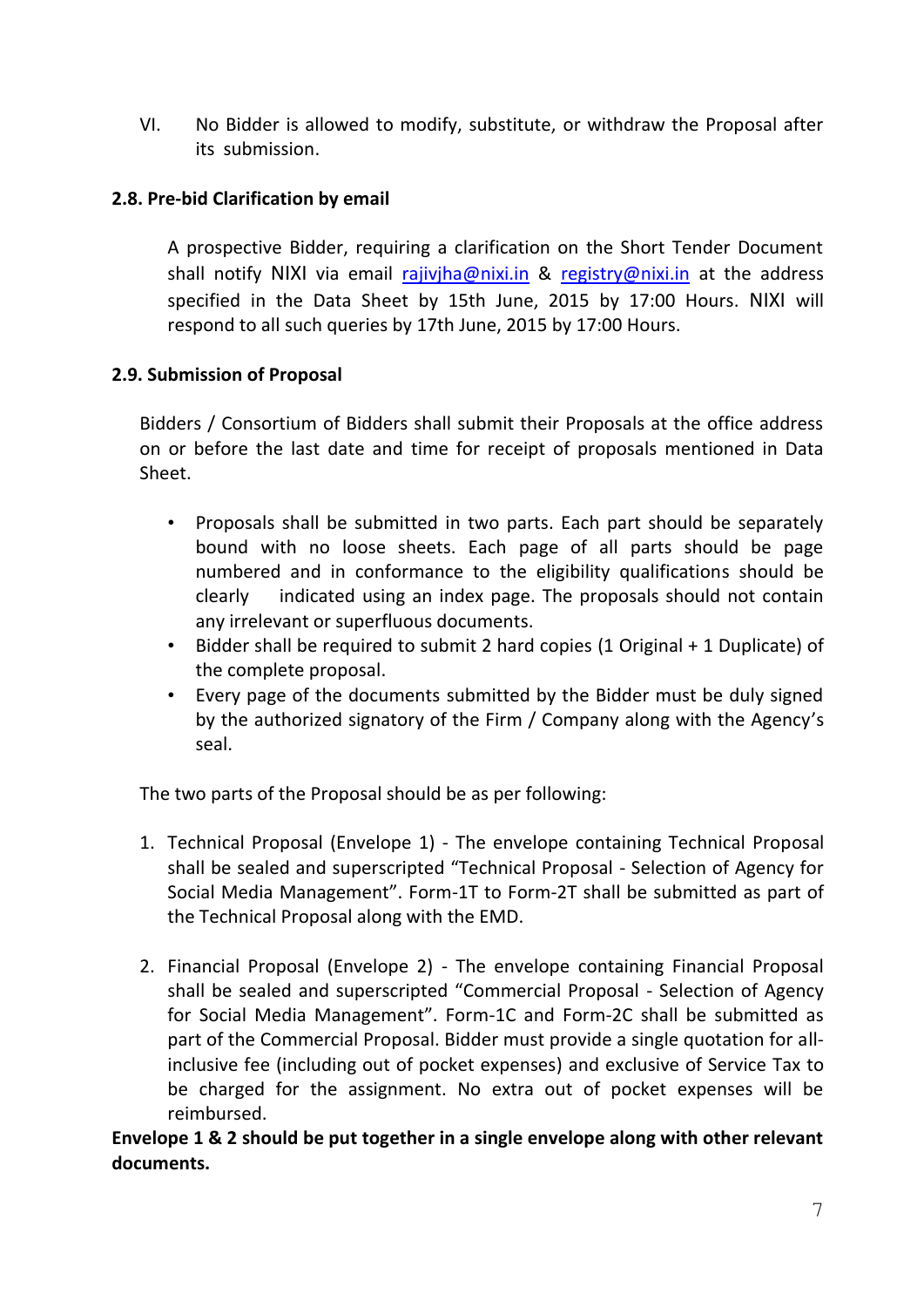VI. No Bidder is allowed to modify, substitute, or withdraw the Proposal after its submission.

### 2.8. Pre-bid Clarification by email

A prospective Bidder, requiring a clarification on the Short Tender Document shall notify NIXI via email rajivjha@nixi.in & registry@nixi.in at the address specified in the Data Sheet by 15th June, 2015 by 17:00 Hours. NIXI will respond to all such queries by 17th June, 2015 by 17:00 Hours.

### 2.9. Submission of Proposal

Bidders / Consortium of Bidders shall submit their Proposals at the office address on or before the last date and time for receipt of proposals mentioned in Data Sheet.

- Proposals shall be submitted in two parts. Each part should be separately bound with no loose sheets. Each page of all parts should be page numbered and in conformance to the eligibility qualifications should be clearly indicated using an index page. The proposals should not contain any irrelevant or superfluous documents.
- Bidder shall be required to submit 2 hard copies (1 Original + 1 Duplicate) of the complete proposal.
- Every page of the documents submitted by the Bidder must be duly signed by the authorized signatory of the Firm / Company along with the Agency's seal.

The two parts of the Proposal should be as per following:

1. Technical Proposal (Envelope 1) - The envelope containing Technical Proposal shall be sealed and superscripted "Technical Proposal - Selection of Agency for Social Media Management". Form-1T to Form-2T shall be submitted as part of the Technical Proposal along with the EMD.

2. Financial Proposal (Envelope 2) - The envelope containing Financial Proposal shall be sealed and superscripted "Commercial Proposal - Selection of Agency for Social Media Management". Form-1C and Form-2C shall be submitted as part of the Commercial Proposal. Bidder must provide a single quotation for all-inclusive fee (including out of pocket expenses) and exclusive of Service Tax to be charged for the assignment. No extra out of pocket expenses will be reimbursed.

**Envelope 1 & 2 should be put together in a single envelope along with other relevant documents.**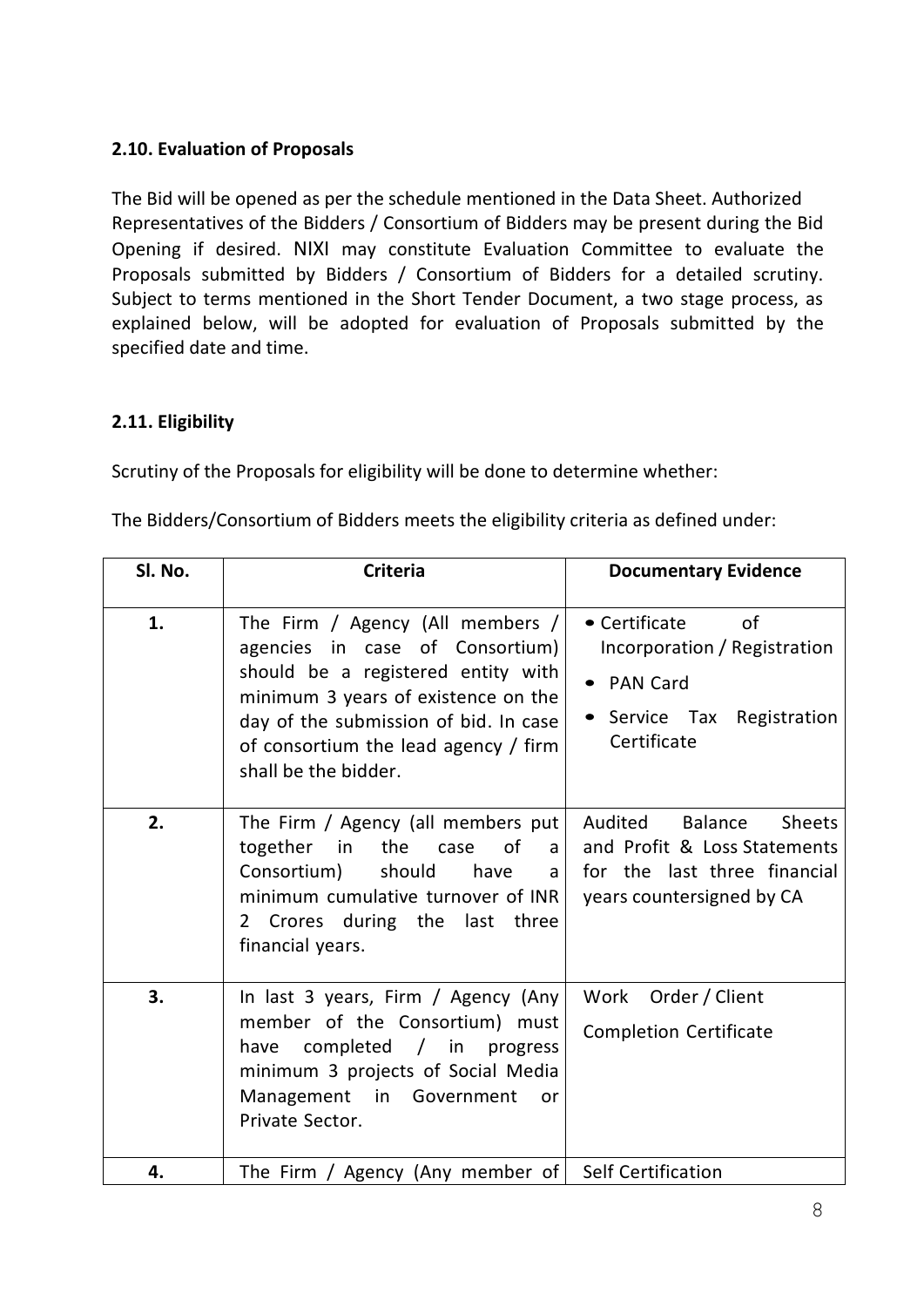### 2.10. Evaluation of Proposals

The Bid will be opened as per the schedule mentioned in the Data Sheet. Authorized Representatives of the Bidders / Consortium of Bidders may be present during the Bid Opening if desired. NIXI may constitute Evaluation Committee to evaluate the Proposals submitted by Bidders / Consortium of Bidders for a detailed scrutiny. Subject to terms mentioned in the Short Tender Document, a two stage process, as explained below, will be adopted for evaluation of Proposals submitted by the specified date and time.

### 2.11. Eligibility

Scrutiny of the Proposals for eligibility will be done to determine whether:

The Bidders/Consortium of Bidders meets the eligibility criteria as defined under:

| Sl. No. | Criteria | Documentary Evidence |
|---|---|---|
| 1. | The Firm / Agency (All members / agencies in case of Consortium) should be a registered entity with minimum 3 years of existence on the day of the submission of bid. In case of consortium the lead agency / firm shall be the bidder. | • Certificate of Incorporation / Registration<br>• PAN Card<br>• Service Tax Registration Certificate |
| 2. | The Firm / Agency (all members put together in the case of a Consortium) should have a minimum cumulative turnover of INR 2 Crores during the last three financial years. | Audited Balance Sheets and Profit & Loss Statements for the last three financial years countersigned by CA |
| 3. | In last 3 years, Firm / Agency (Any member of the Consortium) must have completed / in progress minimum 3 projects of Social Media Management in Government or Private Sector. | Work Order / Client Completion Certificate |
| 4. | The Firm / Agency (Any member of | Self Certification |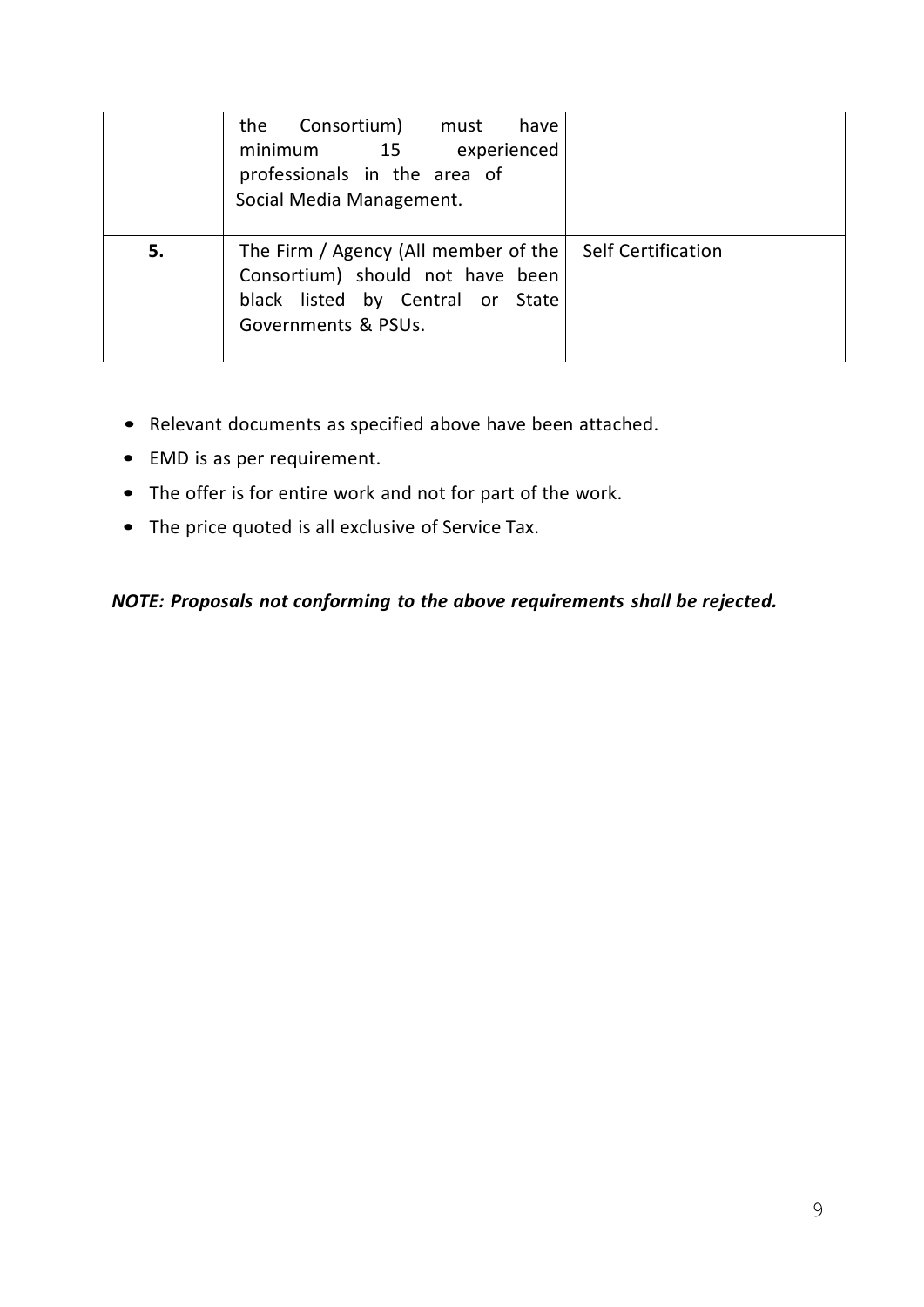| | | |
|---|---|---|
| | the Consortium) must have minimum 15 experienced professionals in the area of Social Media Management. | |
| 5. | The Firm / Agency (All member of the Consortium) should not have been black listed by Central or State Governments & PSUs. | Self Certification |

- Relevant documents as specified above have been attached.
- EMD is as per requirement.
- The offer is for entire work and not for part of the work.
- The price quoted is all exclusive of Service Tax.

***NOTE: Proposals not conforming to the above requirements shall be rejected.***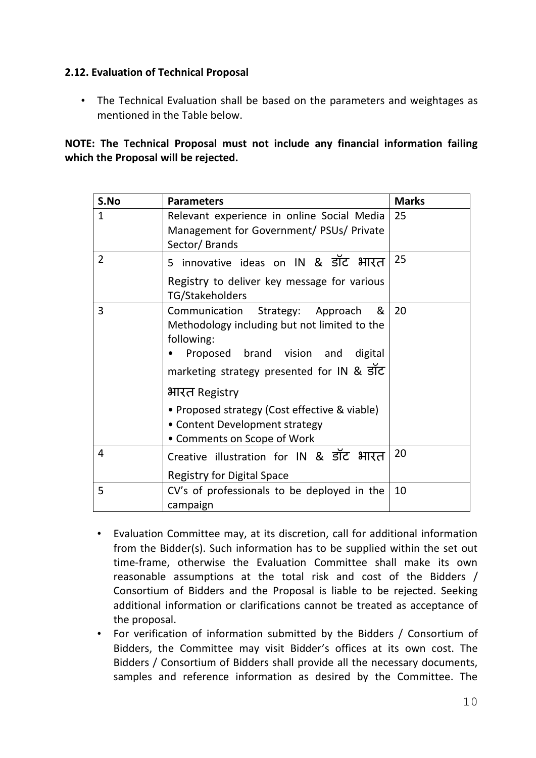### 2.12. Evaluation of Technical Proposal

- The Technical Evaluation shall be based on the parameters and weightages as mentioned in the Table below.

**NOTE: The Technical Proposal must not include any financial information failing which the Proposal will be rejected.**

| S.No | Parameters | Marks |
|---|---|---|
| 1 | Relevant experience in online Social Media Management for Government/ PSUs/ Private Sector/ Brands | 25 |
| 2 | 5 innovative ideas on IN & डॉट भारत Registry to deliver key message for various TG/Stakeholders | 25 |
| 3 | Communication Strategy: Approach & Methodology including but not limited to the following:<br>• Proposed brand vision and digital marketing strategy presented for IN & डॉट भारत Registry<br>• Proposed strategy (Cost effective & viable)<br>• Content Development strategy<br>• Comments on Scope of Work | 20 |
| 4 | Creative illustration for IN & डॉट भारत Registry for Digital Space | 20 |
| 5 | CV's of professionals to be deployed in the campaign | 10 |

- Evaluation Committee may, at its discretion, call for additional information from the Bidder(s). Such information has to be supplied within the set out time-frame, otherwise the Evaluation Committee shall make its own reasonable assumptions at the total risk and cost of the Bidders / Consortium of Bidders and the Proposal is liable to be rejected. Seeking additional information or clarifications cannot be treated as acceptance of the proposal.
- For verification of information submitted by the Bidders / Consortium of Bidders, the Committee may visit Bidder's offices at its own cost. The Bidders / Consortium of Bidders shall provide all the necessary documents, samples and reference information as desired by the Committee. The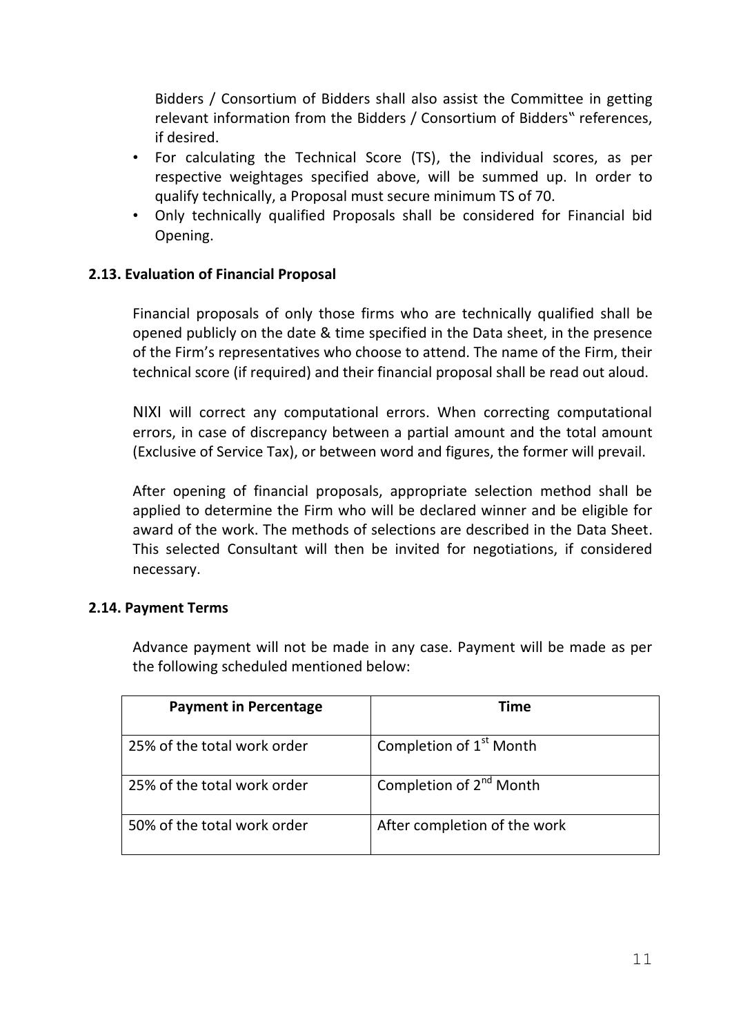Bidders / Consortium of Bidders shall also assist the Committee in getting relevant information from the Bidders / Consortium of Bidders‟ references, if desired.

- For calculating the Technical Score (TS), the individual scores, as per respective weightages specified above, will be summed up. In order to qualify technically, a Proposal must secure minimum TS of 70.
- Only technically qualified Proposals shall be considered for Financial bid Opening.

### 2.13. Evaluation of Financial Proposal

Financial proposals of only those firms who are technically qualified shall be opened publicly on the date & time specified in the Data sheet, in the presence of the Firm's representatives who choose to attend. The name of the Firm, their technical score (if required) and their financial proposal shall be read out aloud.

NIXI will correct any computational errors. When correcting computational errors, in case of discrepancy between a partial amount and the total amount (Exclusive of Service Tax), or between word and figures, the former will prevail.

After opening of financial proposals, appropriate selection method shall be applied to determine the Firm who will be declared winner and be eligible for award of the work. The methods of selections are described in the Data Sheet. This selected Consultant will then be invited for negotiations, if considered necessary.

### 2.14. Payment Terms

Advance payment will not be made in any case. Payment will be made as per the following scheduled mentioned below:

| Payment in Percentage | Time |
|---|---|
| 25% of the total work order | Completion of 1st Month |
| 25% of the total work order | Completion of 2nd Month |
| 50% of the total work order | After completion of the work |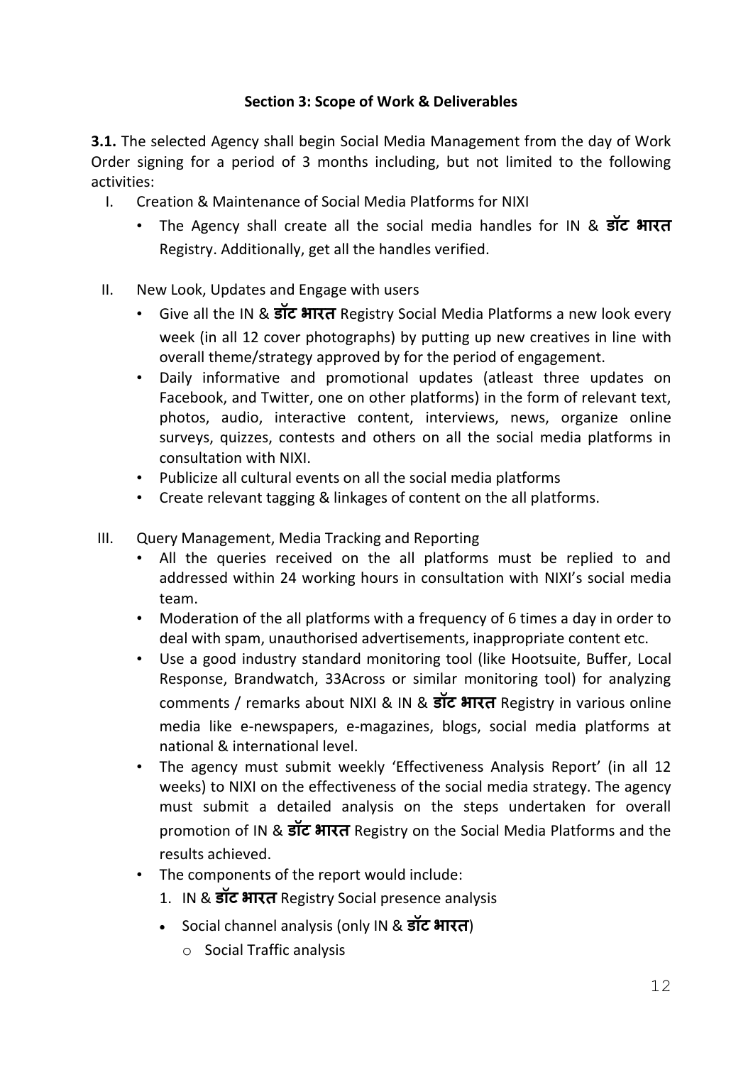### Section 3: Scope of Work & Deliverables

**3.1.** The selected Agency shall begin Social Media Management from the day of Work Order signing for a period of 3 months including, but not limited to the following activities:

I. Creation & Maintenance of Social Media Platforms for NIXI
   - The Agency shall create all the social media handles for IN & **डॉट भारत** Registry. Additionally, get all the handles verified.

II. New Look, Updates and Engage with users
   - Give all the IN & **डॉट भारत** Registry Social Media Platforms a new look every week (in all 12 cover photographs) by putting up new creatives in line with overall theme/strategy approved by for the period of engagement.
   - Daily informative and promotional updates (atleast three updates on Facebook, and Twitter, one on other platforms) in the form of relevant text, photos, audio, interactive content, interviews, news, organize online surveys, quizzes, contests and others on all the social media platforms in consultation with NIXI.
   - Publicize all cultural events on all the social media platforms
   - Create relevant tagging & linkages of content on the all platforms.

III. Query Management, Media Tracking and Reporting
   - All the queries received on the all platforms must be replied to and addressed within 24 working hours in consultation with NIXI's social media team.
   - Moderation of the all platforms with a frequency of 6 times a day in order to deal with spam, unauthorised advertisements, inappropriate content etc.
   - Use a good industry standard monitoring tool (like Hootsuite, Buffer, Local Response, Brandwatch, 33Across or similar monitoring tool) for analyzing comments / remarks about NIXI & IN & **डॉट भारत** Registry in various online media like e-newspapers, e-magazines, blogs, social media platforms at national & international level.
   - The agency must submit weekly 'Effectiveness Analysis Report' (in all 12 weeks) to NIXI on the effectiveness of the social media strategy. The agency must submit a detailed analysis on the steps undertaken for overall promotion of IN & **डॉट भारत** Registry on the Social Media Platforms and the results achieved.
   - The components of the report would include:
     1. IN & **डॉट भारत** Registry Social presence analysis
        - Social channel analysis (only IN & **डॉट भारत**)
          - Social Traffic analysis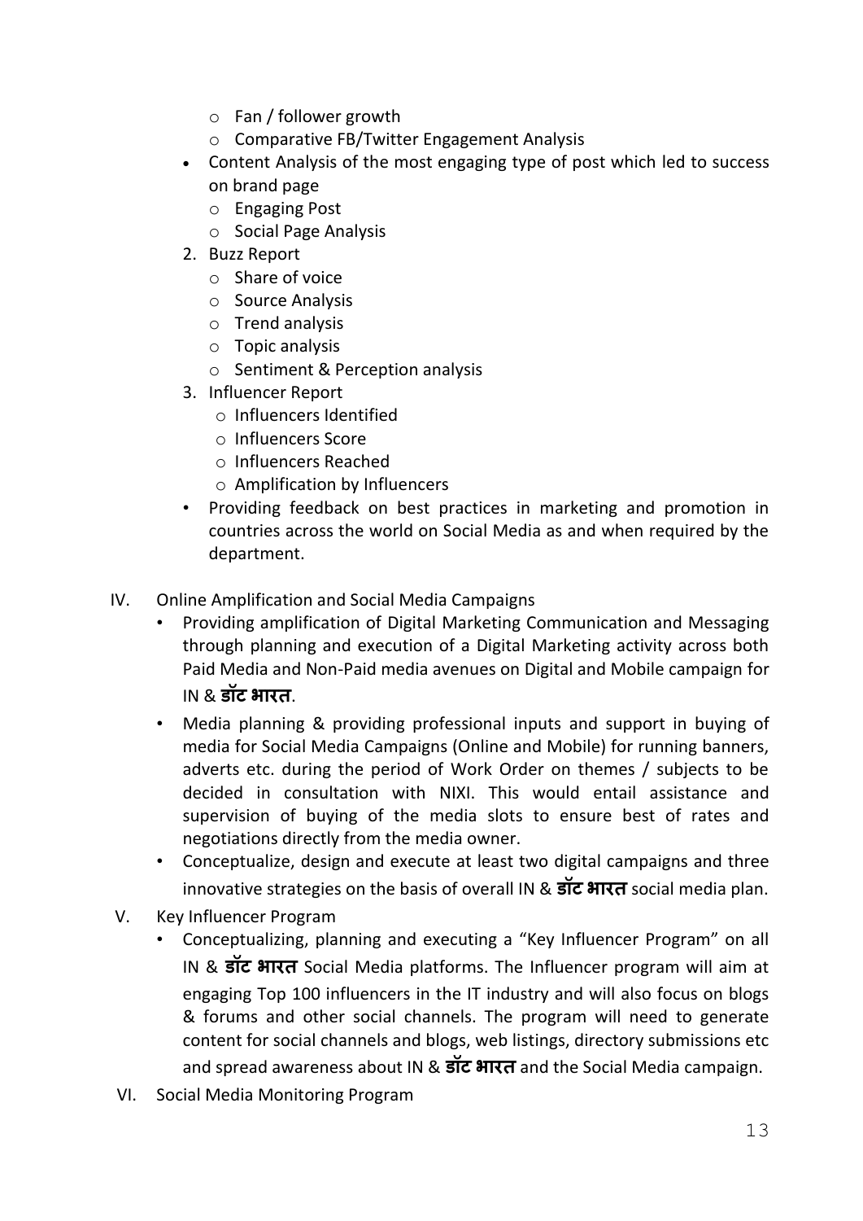- Fan / follower growth
    - Comparative FB/Twitter Engagement Analysis
  - Content Analysis of the most engaging type of post which led to success on brand page
    - Engaging Post
    - Social Page Analysis
  2. Buzz Report
     - Share of voice
     - Source Analysis
     - Trend analysis
     - Topic analysis
     - Sentiment & Perception analysis
  3. Influencer Report
     - Influencers Identified
     - Influencers Score
     - Influencers Reached
     - Amplification by Influencers
  - Providing feedback on best practices in marketing and promotion in countries across the world on Social Media as and when required by the department.

IV. Online Amplification and Social Media Campaigns
  - Providing amplification of Digital Marketing Communication and Messaging through planning and execution of a Digital Marketing activity across both Paid Media and Non-Paid media avenues on Digital and Mobile campaign for IN & **डॉट भारत**.
  - Media planning & providing professional inputs and support in buying of media for Social Media Campaigns (Online and Mobile) for running banners, adverts etc. during the period of Work Order on themes / subjects to be decided in consultation with NIXI. This would entail assistance and supervision of buying of the media slots to ensure best of rates and negotiations directly from the media owner.
  - Conceptualize, design and execute at least two digital campaigns and three innovative strategies on the basis of overall IN & **डॉट भारत** social media plan.

V. Key Influencer Program
  - Conceptualizing, planning and executing a "Key Influencer Program" on all IN & **डॉट भारत** Social Media platforms. The Influencer program will aim at engaging Top 100 influencers in the IT industry and will also focus on blogs & forums and other social channels. The program will need to generate content for social channels and blogs, web listings, directory submissions etc and spread awareness about IN & **डॉट भारत** and the Social Media campaign.

VI. Social Media Monitoring Program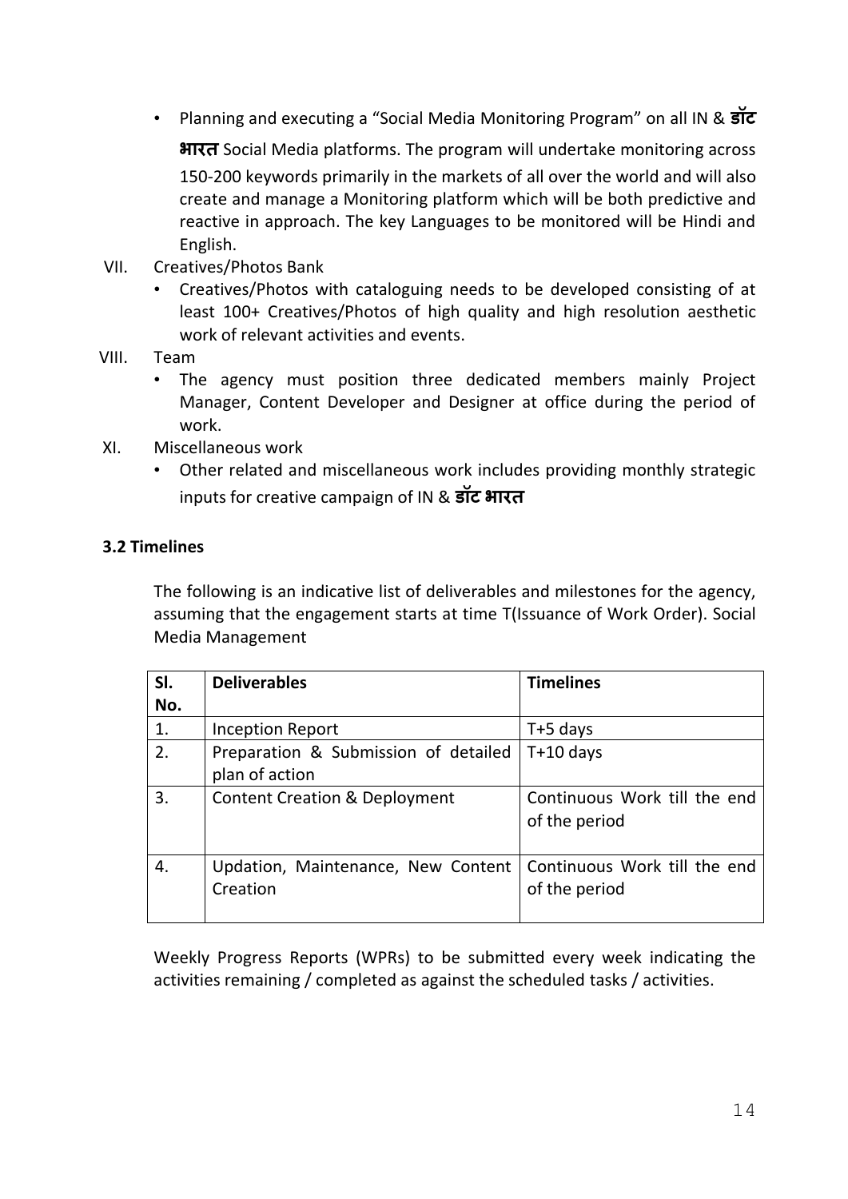- Planning and executing a "Social Media Monitoring Program" on all IN & **डॉट भारत** Social Media platforms. The program will undertake monitoring across 150-200 keywords primarily in the markets of all over the world and will also create and manage a Monitoring platform which will be both predictive and reactive in approach. The key Languages to be monitored will be Hindi and English.

VII. Creatives/Photos Bank

- Creatives/Photos with cataloguing needs to be developed consisting of at least 100+ Creatives/Photos of high quality and high resolution aesthetic work of relevant activities and events.

VIII. Team

- The agency must position three dedicated members mainly Project Manager, Content Developer and Designer at office during the period of work.

XI. Miscellaneous work

- Other related and miscellaneous work includes providing monthly strategic inputs for creative campaign of IN & **डॉट भारत**

### 3.2 Timelines

The following is an indicative list of deliverables and milestones for the agency, assuming that the engagement starts at time T(Issuance of Work Order). Social Media Management

| Sl. No. | Deliverables | Timelines |
|---|---|---|
| 1. | Inception Report | T+5 days |
| 2. | Preparation & Submission of detailed plan of action | T+10 days |
| 3. | Content Creation & Deployment | Continuous Work till the end of the period |
| 4. | Updation, Maintenance, New Content Creation | Continuous Work till the end of the period |

Weekly Progress Reports (WPRs) to be submitted every week indicating the activities remaining / completed as against the scheduled tasks / activities.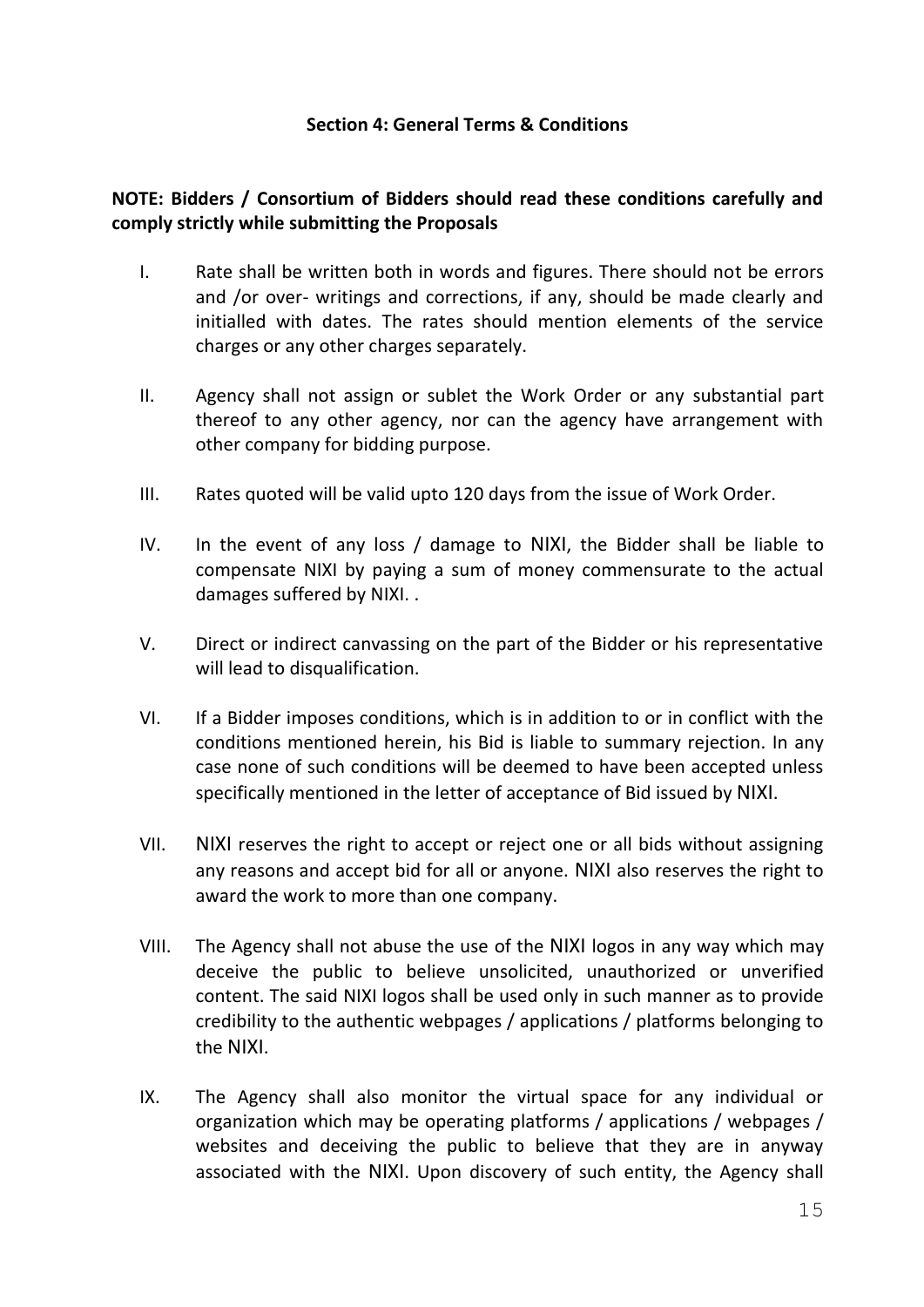## Section 4: General Terms & Conditions

**NOTE: Bidders / Consortium of Bidders should read these conditions carefully and comply strictly while submitting the Proposals**

I. Rate shall be written both in words and figures. There should not be errors and /or over- writings and corrections, if any, should be made clearly and initialled with dates. The rates should mention elements of the service charges or any other charges separately.

II. Agency shall not assign or sublet the Work Order or any substantial part thereof to any other agency, nor can the agency have arrangement with other company for bidding purpose.

III. Rates quoted will be valid upto 120 days from the issue of Work Order.

IV. In the event of any loss / damage to NIXI, the Bidder shall be liable to compensate NIXI by paying a sum of money commensurate to the actual damages suffered by NIXI. .

V. Direct or indirect canvassing on the part of the Bidder or his representative will lead to disqualification.

VI. If a Bidder imposes conditions, which is in addition to or in conflict with the conditions mentioned herein, his Bid is liable to summary rejection. In any case none of such conditions will be deemed to have been accepted unless specifically mentioned in the letter of acceptance of Bid issued by NIXI.

VII. NIXI reserves the right to accept or reject one or all bids without assigning any reasons and accept bid for all or anyone. NIXI also reserves the right to award the work to more than one company.

VIII. The Agency shall not abuse the use of the NIXI logos in any way which may deceive the public to believe unsolicited, unauthorized or unverified content. The said NIXI logos shall be used only in such manner as to provide credibility to the authentic webpages / applications / platforms belonging to the NIXI.

IX. The Agency shall also monitor the virtual space for any individual or organization which may be operating platforms / applications / webpages / websites and deceiving the public to believe that they are in anyway associated with the NIXI. Upon discovery of such entity, the Agency shall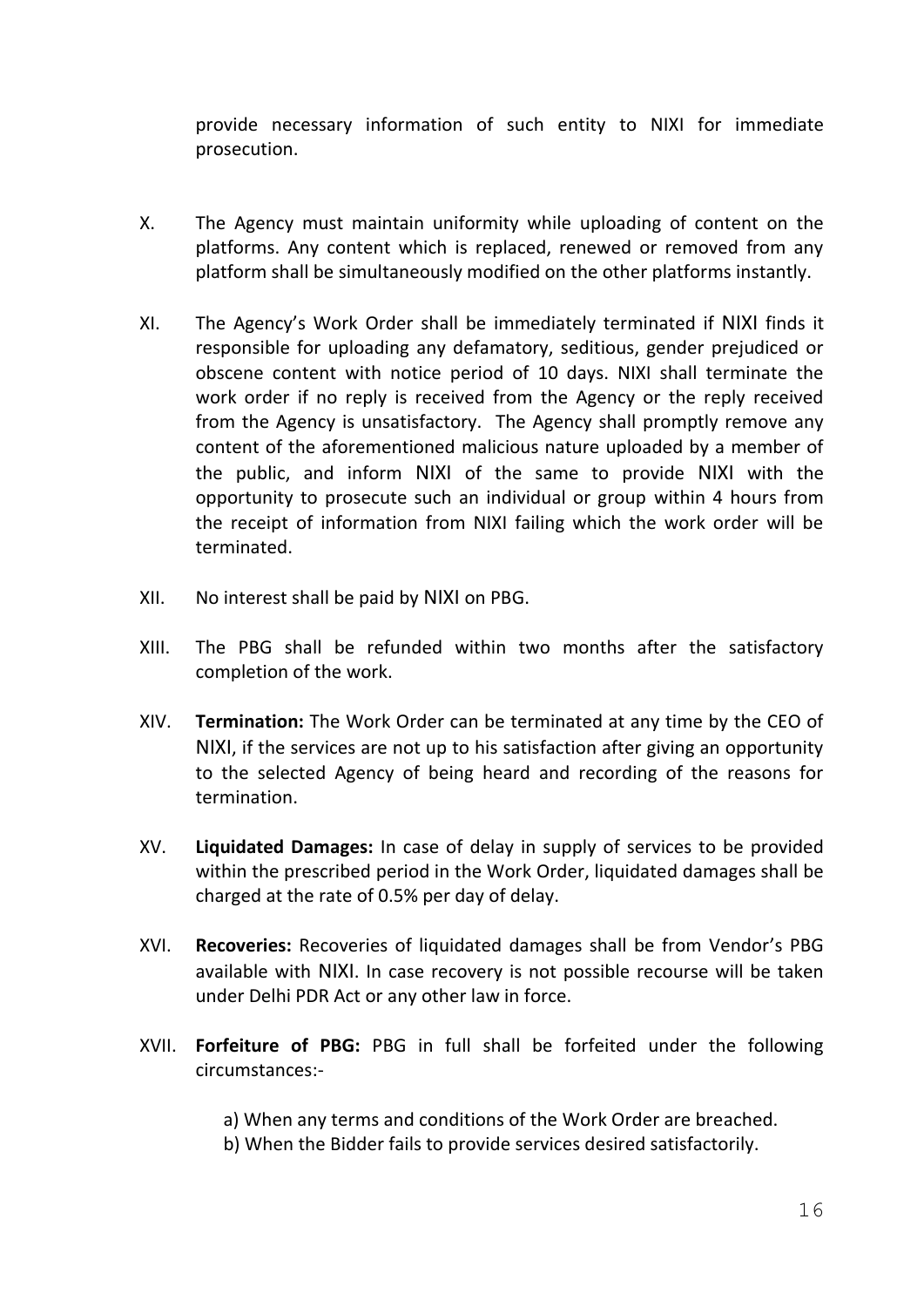provide necessary information of such entity to NIXI for immediate prosecution.

X. The Agency must maintain uniformity while uploading of content on the platforms. Any content which is replaced, renewed or removed from any platform shall be simultaneously modified on the other platforms instantly.

XI. The Agency's Work Order shall be immediately terminated if NIXI finds it responsible for uploading any defamatory, seditious, gender prejudiced or obscene content with notice period of 10 days. NIXI shall terminate the work order if no reply is received from the Agency or the reply received from the Agency is unsatisfactory. The Agency shall promptly remove any content of the aforementioned malicious nature uploaded by a member of the public, and inform NIXI of the same to provide NIXI with the opportunity to prosecute such an individual or group within 4 hours from the receipt of information from NIXI failing which the work order will be terminated.

XII. No interest shall be paid by NIXI on PBG.

XIII. The PBG shall be refunded within two months after the satisfactory completion of the work.

XIV. **Termination:** The Work Order can be terminated at any time by the CEO of NIXI, if the services are not up to his satisfaction after giving an opportunity to the selected Agency of being heard and recording of the reasons for termination.

XV. **Liquidated Damages:** In case of delay in supply of services to be provided within the prescribed period in the Work Order, liquidated damages shall be charged at the rate of 0.5% per day of delay.

XVI. **Recoveries:** Recoveries of liquidated damages shall be from Vendor's PBG available with NIXI. In case recovery is not possible recourse will be taken under Delhi PDR Act or any other law in force.

XVII. **Forfeiture of PBG:** PBG in full shall be forfeited under the following circumstances:-

a) When any terms and conditions of the Work Order are breached.
b) When the Bidder fails to provide services desired satisfactorily.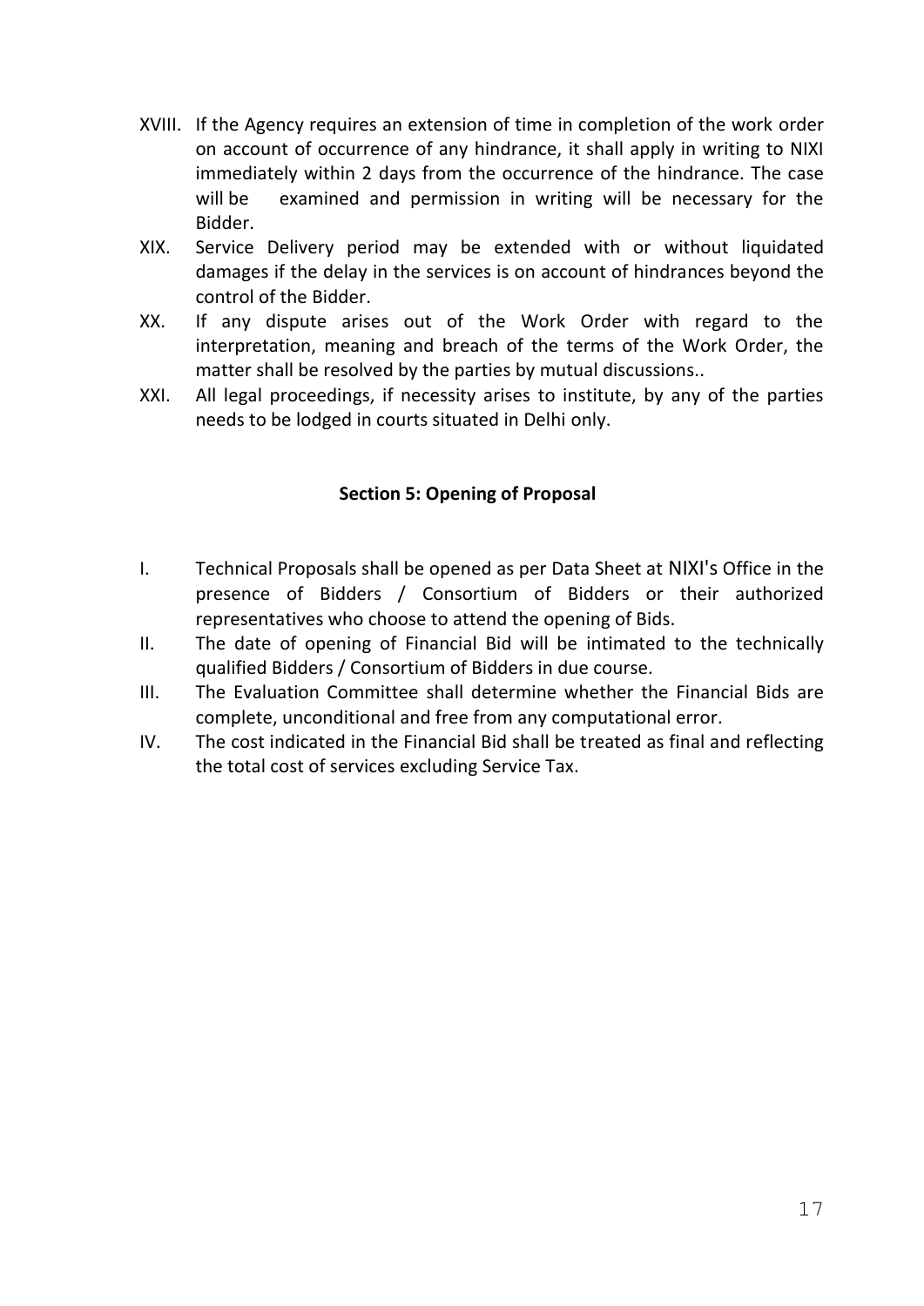XVIII. If the Agency requires an extension of time in completion of the work order on account of occurrence of any hindrance, it shall apply in writing to NIXI immediately within 2 days from the occurrence of the hindrance. The case will be examined and permission in writing will be necessary for the Bidder.

XIX. Service Delivery period may be extended with or without liquidated damages if the delay in the services is on account of hindrances beyond the control of the Bidder.

XX. If any dispute arises out of the Work Order with regard to the interpretation, meaning and breach of the terms of the Work Order, the matter shall be resolved by the parties by mutual discussions..

XXI. All legal proceedings, if necessity arises to institute, by any of the parties needs to be lodged in courts situated in Delhi only.

## Section 5: Opening of Proposal

I. Technical Proposals shall be opened as per Data Sheet at NIXI's Office in the presence of Bidders / Consortium of Bidders or their authorized representatives who choose to attend the opening of Bids.

II. The date of opening of Financial Bid will be intimated to the technically qualified Bidders / Consortium of Bidders in due course.

III. The Evaluation Committee shall determine whether the Financial Bids are complete, unconditional and free from any computational error.

IV. The cost indicated in the Financial Bid shall be treated as final and reflecting the total cost of services excluding Service Tax.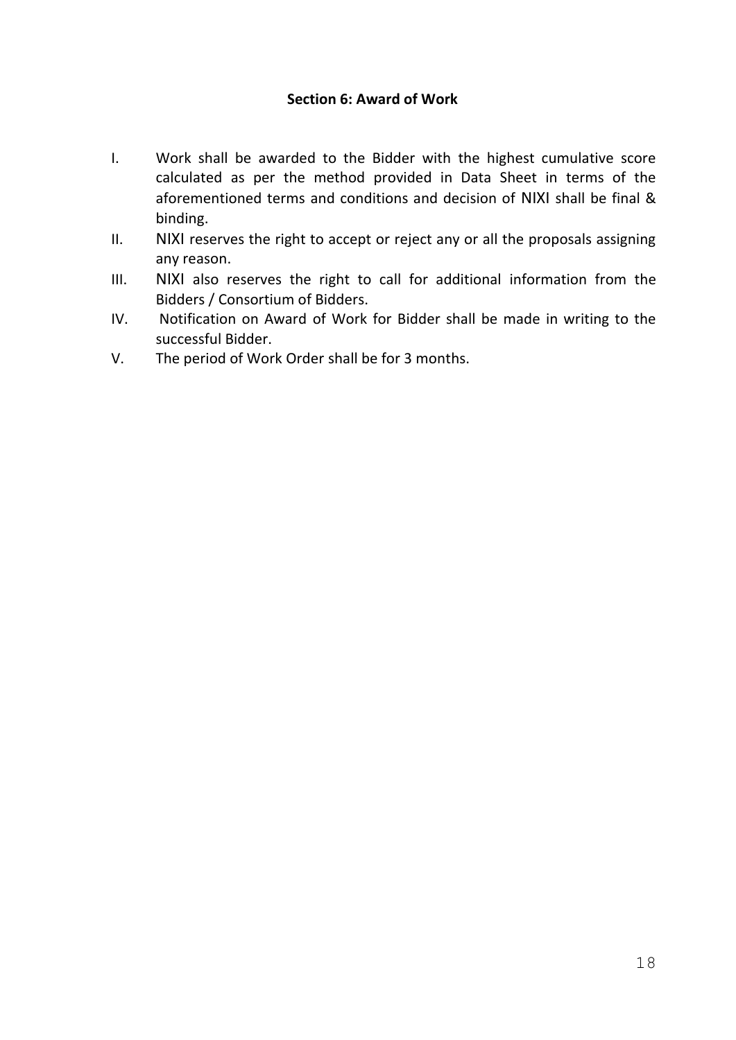## Section 6: Award of Work

I. Work shall be awarded to the Bidder with the highest cumulative score calculated as per the method provided in Data Sheet in terms of the aforementioned terms and conditions and decision of NIXI shall be final & binding.

II. NIXI reserves the right to accept or reject any or all the proposals assigning any reason.

III. NIXI also reserves the right to call for additional information from the Bidders / Consortium of Bidders.

IV. Notification on Award of Work for Bidder shall be made in writing to the successful Bidder.

V. The period of Work Order shall be for 3 months.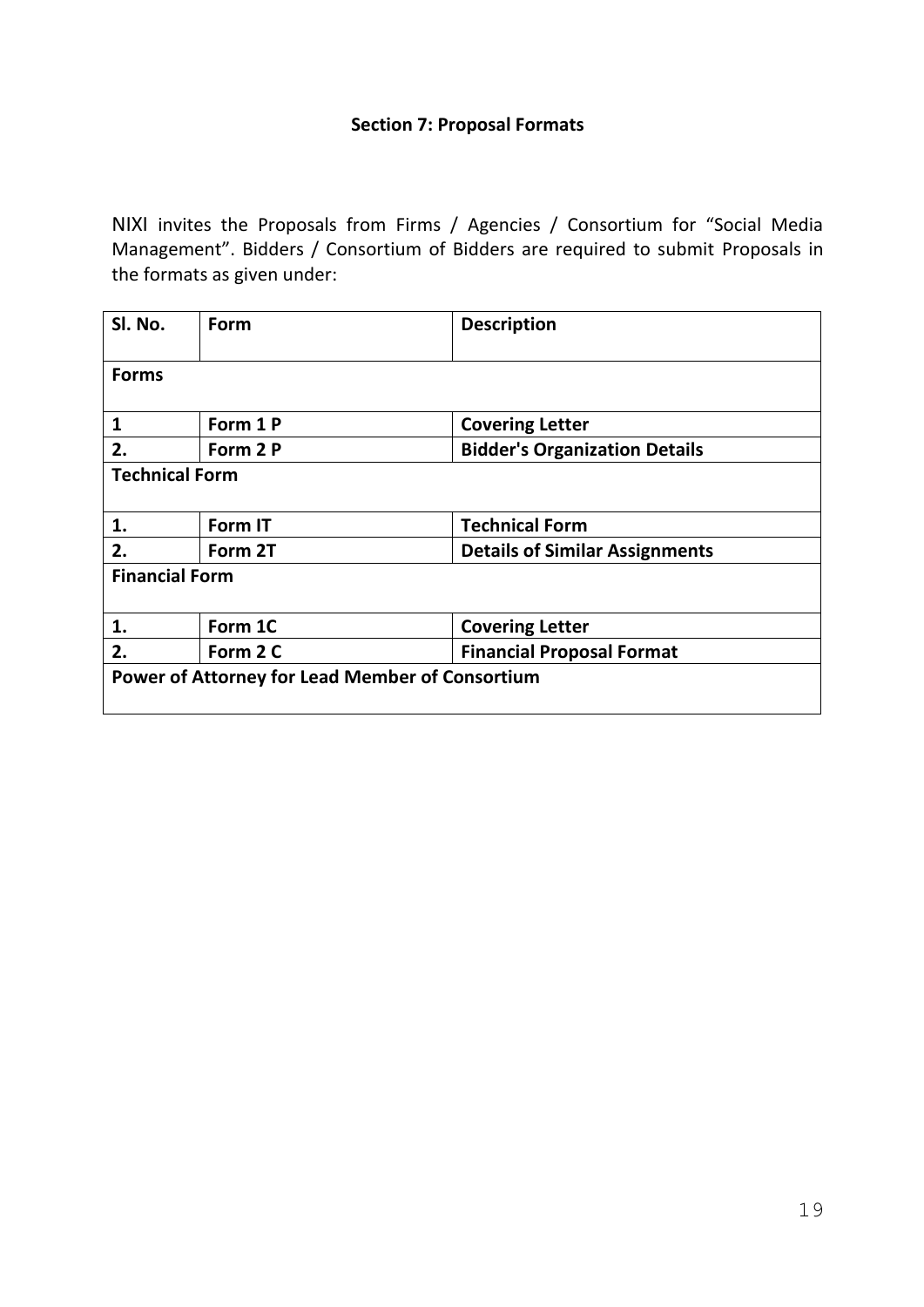## Section 7: Proposal Formats

NIXI invites the Proposals from Firms / Agencies / Consortium for "Social Media Management". Bidders / Consortium of Bidders are required to submit Proposals in the formats as given under:

| **Sl. No.** | **Form** | **Description** |
|---|---|---|
| **Forms** | | |
| **1** | **Form 1 P** | **Covering Letter** |
| **2.** | **Form 2 P** | **Bidder's Organization Details** |
| **Technical Form** | | |
| **1.** | **Form IT** | **Technical Form** |
| **2.** | **Form 2T** | **Details of Similar Assignments** |
| **Financial Form** | | |
| **1.** | **Form 1C** | **Covering Letter** |
| **2.** | **Form 2 C** | **Financial Proposal Format** |
| **Power of Attorney for Lead Member of Consortium** | | |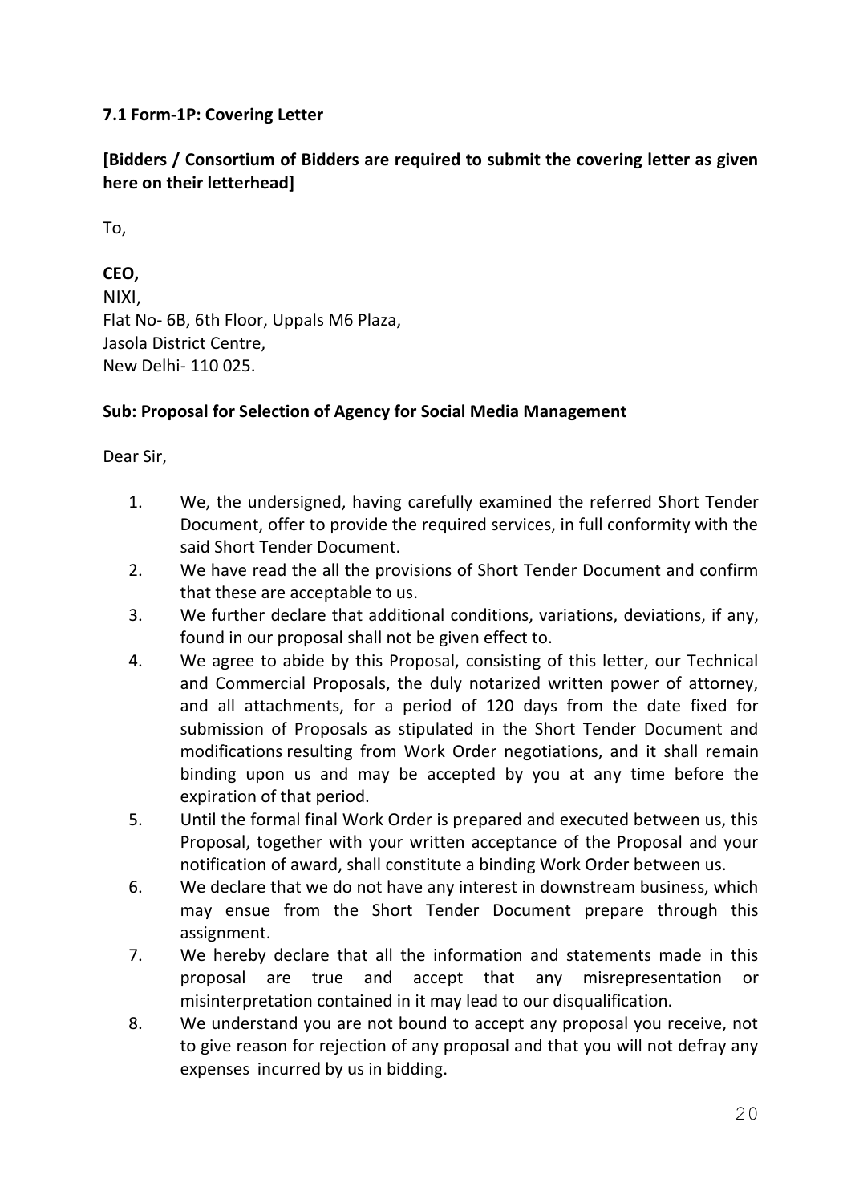### 7.1 Form-1P: Covering Letter

**[Bidders / Consortium of Bidders are required to submit the covering letter as given here on their letterhead]**

To,

**CEO,**
NIXI,
Flat No- 6B, 6th Floor, Uppals M6 Plaza,
Jasola District Centre,
New Delhi- 110 025.

**Sub: Proposal for Selection of Agency for Social Media Management**

Dear Sir,

1. We, the undersigned, having carefully examined the referred Short Tender Document, offer to provide the required services, in full conformity with the said Short Tender Document.
2. We have read the all the provisions of Short Tender Document and confirm that these are acceptable to us.
3. We further declare that additional conditions, variations, deviations, if any, found in our proposal shall not be given effect to.
4. We agree to abide by this Proposal, consisting of this letter, our Technical and Commercial Proposals, the duly notarized written power of attorney, and all attachments, for a period of 120 days from the date fixed for submission of Proposals as stipulated in the Short Tender Document and modifications resulting from Work Order negotiations, and it shall remain binding upon us and may be accepted by you at any time before the expiration of that period.
5. Until the formal final Work Order is prepared and executed between us, this Proposal, together with your written acceptance of the Proposal and your notification of award, shall constitute a binding Work Order between us.
6. We declare that we do not have any interest in downstream business, which may ensue from the Short Tender Document prepare through this assignment.
7. We hereby declare that all the information and statements made in this proposal are true and accept that any misrepresentation or misinterpretation contained in it may lead to our disqualification.
8. We understand you are not bound to accept any proposal you receive, not to give reason for rejection of any proposal and that you will not defray any expenses incurred by us in bidding.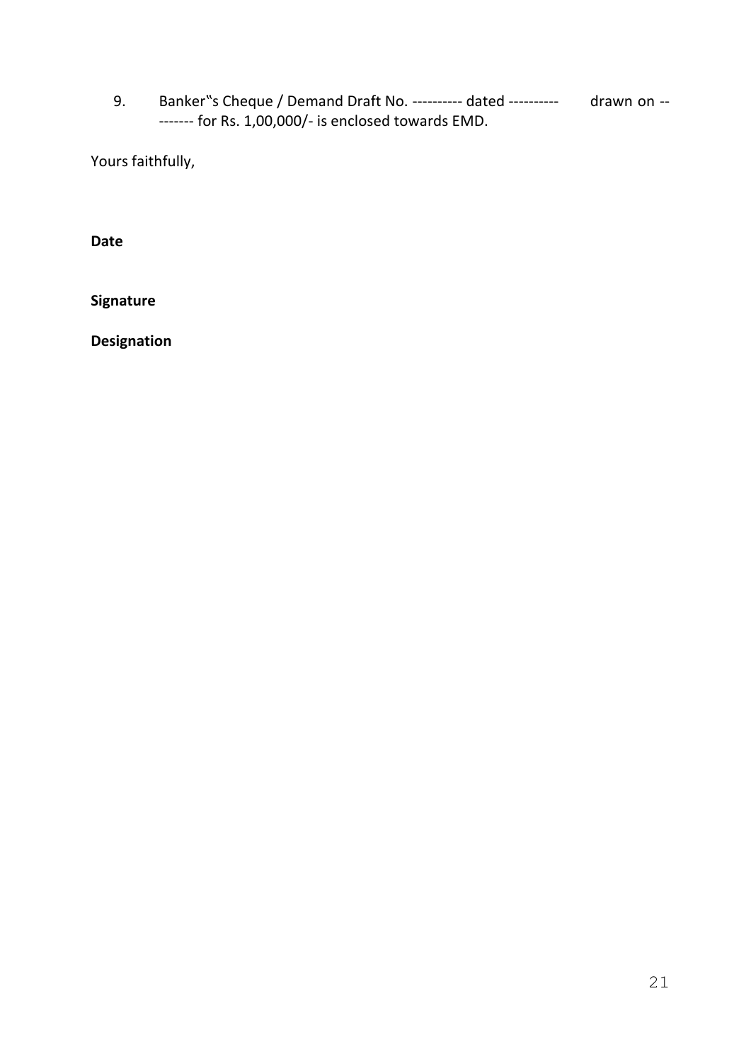9. Banker"s Cheque / Demand Draft No. ---------- dated ---------- drawn on --------- for Rs. 1,00,000/- is enclosed towards EMD.

Yours faithfully,

**Date**

**Signature**

**Designation**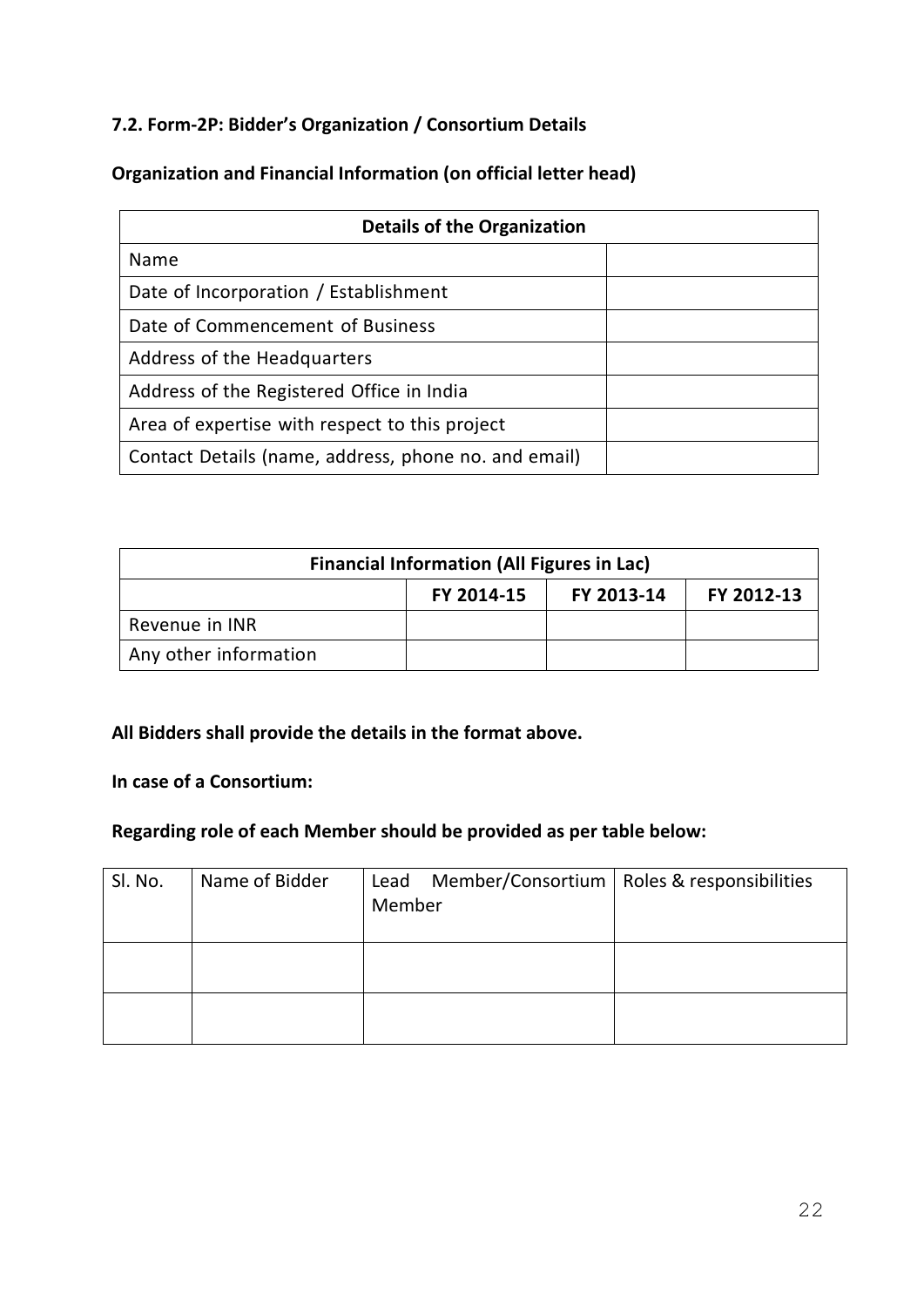### 7.2. Form-2P: Bidder's Organization / Consortium Details

**Organization and Financial Information (on official letter head)**

| Details of the Organization | |
|---|---|
| Name | |
| Date of Incorporation / Establishment | |
| Date of Commencement of Business | |
| Address of the Headquarters | |
| Address of the Registered Office in India | |
| Area of expertise with respect to this project | |
| Contact Details (name, address, phone no. and email) | |

| Financial Information (All Figures in Lac) | | | |
|---|---|---|---|
| | **FY 2014-15** | **FY 2013-14** | **FY 2012-13** |
| Revenue in INR | | | |
| Any other information | | | |

**All Bidders shall provide the details in the format above.**

**In case of a Consortium:**

**Regarding role of each Member should be provided as per table below:**

| Sl. No. | Name of Bidder | Lead Member/Consortium Member | Roles & responsibilities |
|---|---|---|---|
| | | | |
| | | | |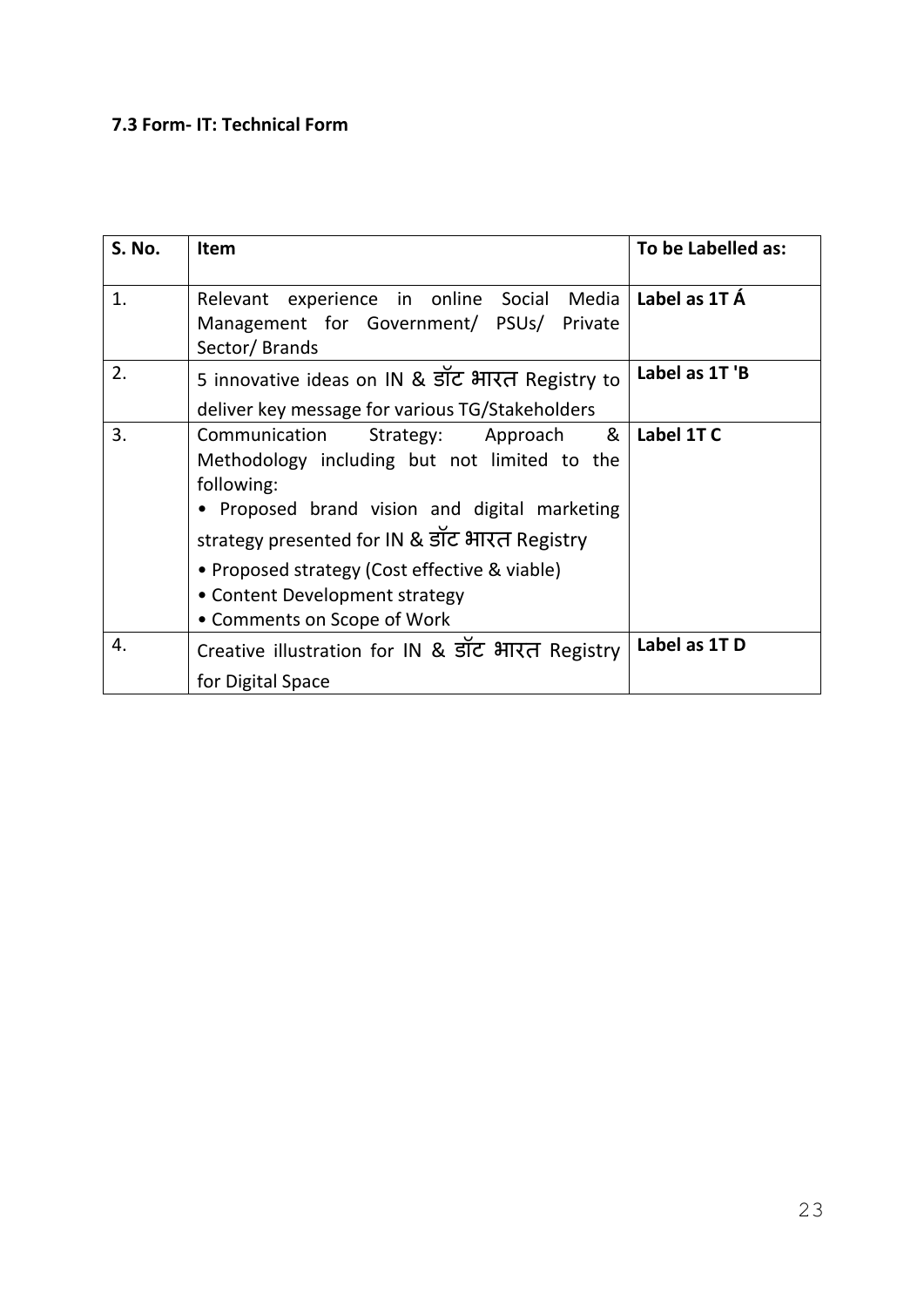#### 7.3 Form- IT: Technical Form

| S. No. | Item | To be Labelled as: |
|---|---|---|
| 1. | Relevant experience in online Social Media Management for Government/ PSUs/ Private Sector/ Brands | **Label as 1T Á** |
| 2. | 5 innovative ideas on IN & डॉट भारत Registry to deliver key message for various TG/Stakeholders | **Label as 1T 'B** |
| 3. | Communication Strategy: Approach & Methodology including but not limited to the following:<br>• Proposed brand vision and digital marketing strategy presented for IN & डॉट भारत Registry<br>• Proposed strategy (Cost effective & viable)<br>• Content Development strategy<br>• Comments on Scope of Work | **Label 1T C** |
| 4. | Creative illustration for IN & डॉट भारत Registry for Digital Space | **Label as 1T D** |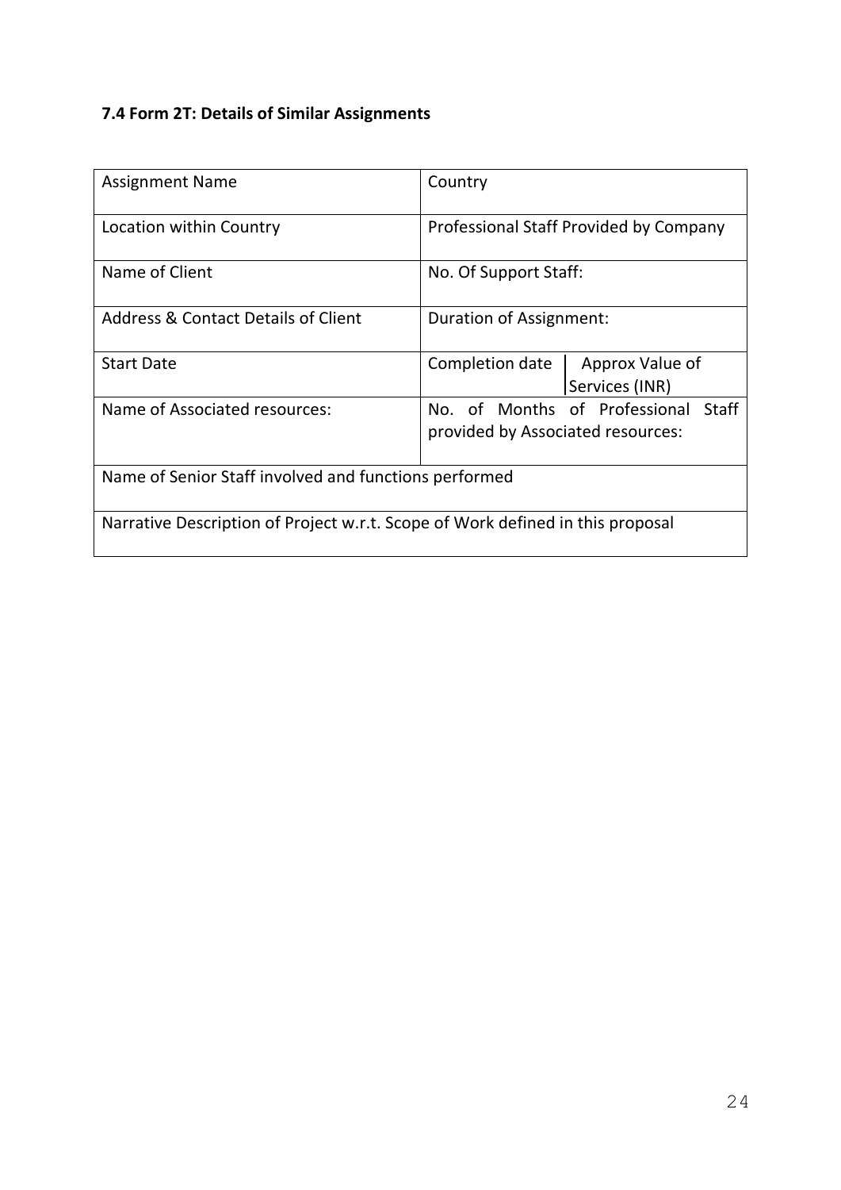### 7.4 Form 2T: Details of Similar Assignments

| Assignment Name | Country | |
|---|---|---|
| Location within Country | Professional Staff Provided by Company | |
| Name of Client | No. Of Support Staff: | |
| Address & Contact Details of Client | Duration of Assignment: | |
| Start Date | Completion date | Approx Value of Services (INR) |
| Name of Associated resources: | No. of Months of Professional Staff provided by Associated resources: | |
| Name of Senior Staff involved and functions performed | | |
| Narrative Description of Project w.r.t. Scope of Work defined in this proposal | | |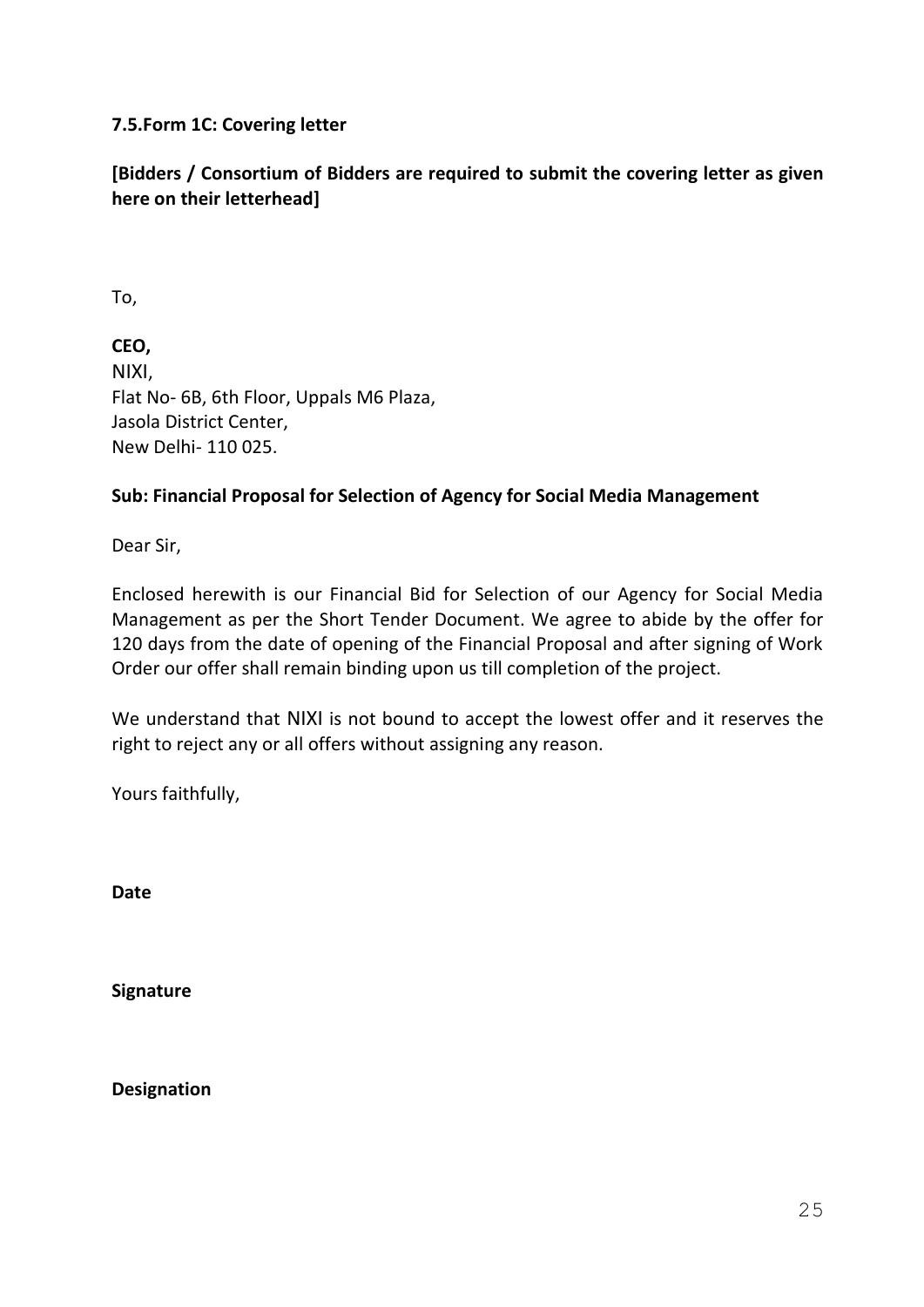### 7.5.Form 1C: Covering letter

**[Bidders / Consortium of Bidders are required to submit the covering letter as given here on their letterhead]**

To,

**CEO,**
NIXI,
Flat No- 6B, 6th Floor, Uppals M6 Plaza,
Jasola District Center,
New Delhi- 110 025.

**Sub: Financial Proposal for Selection of Agency for Social Media Management**

Dear Sir,

Enclosed herewith is our Financial Bid for Selection of our Agency for Social Media Management as per the Short Tender Document. We agree to abide by the offer for 120 days from the date of opening of the Financial Proposal and after signing of Work Order our offer shall remain binding upon us till completion of the project.

We understand that NIXI is not bound to accept the lowest offer and it reserves the right to reject any or all offers without assigning any reason.

Yours faithfully,

**Date**

**Signature**

**Designation**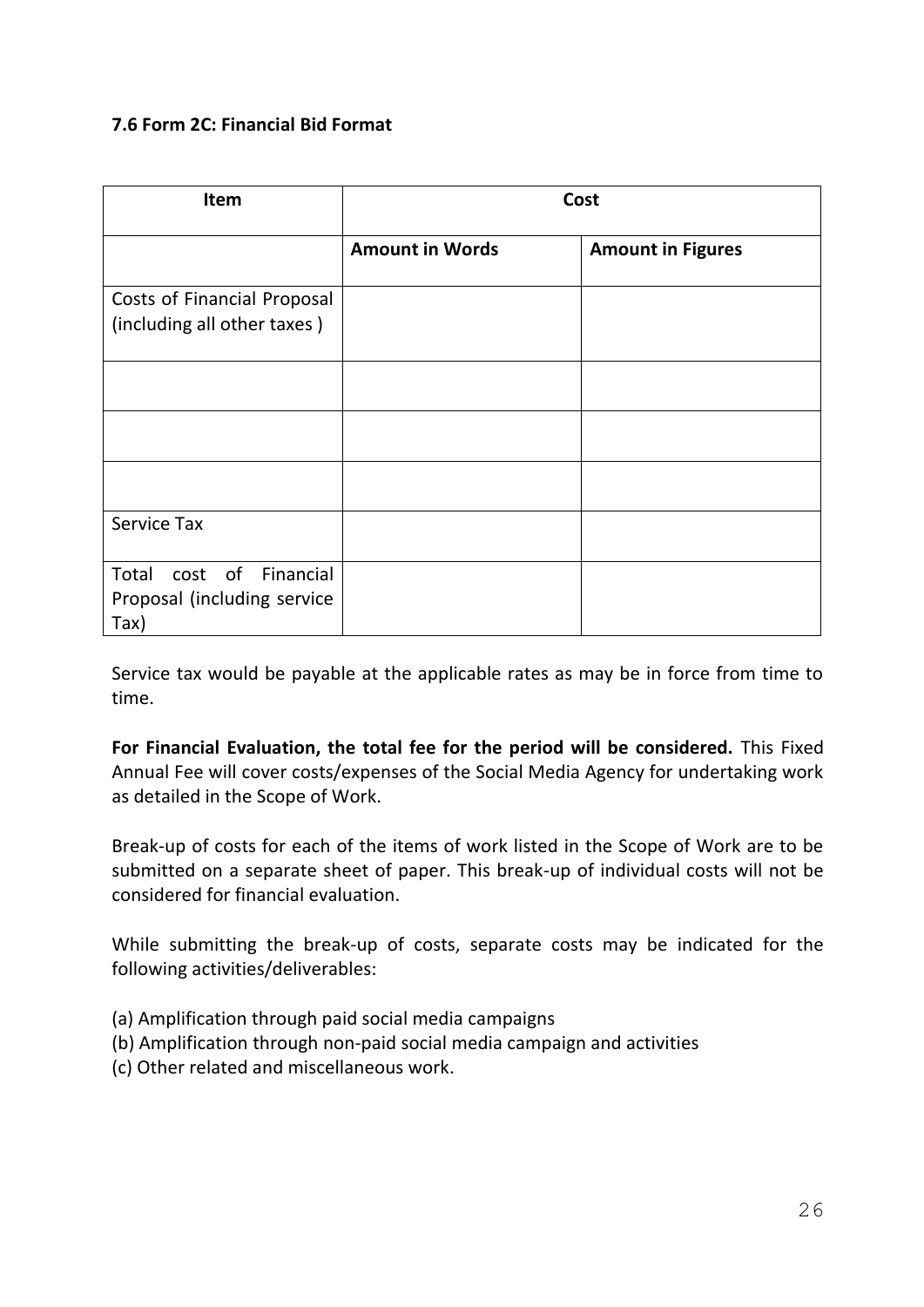#### 7.6 Form 2C: Financial Bid Format

| Item | Cost | |
|---|---|---|
| | **Amount in Words** | **Amount in Figures** |
| Costs of Financial Proposal (including all other taxes ) | | |
| | | |
| | | |
| | | |
| Service Tax | | |
| Total cost of Financial Proposal (including service Tax) | | |

Service tax would be payable at the applicable rates as may be in force from time to time.

**For Financial Evaluation, the total fee for the period will be considered.** This Fixed Annual Fee will cover costs/expenses of the Social Media Agency for undertaking work as detailed in the Scope of Work.

Break-up of costs for each of the items of work listed in the Scope of Work are to be submitted on a separate sheet of paper. This break-up of individual costs will not be considered for financial evaluation.

While submitting the break-up of costs, separate costs may be indicated for the following activities/deliverables:

(a) Amplification through paid social media campaigns
(b) Amplification through non-paid social media campaign and activities
(c) Other related and miscellaneous work.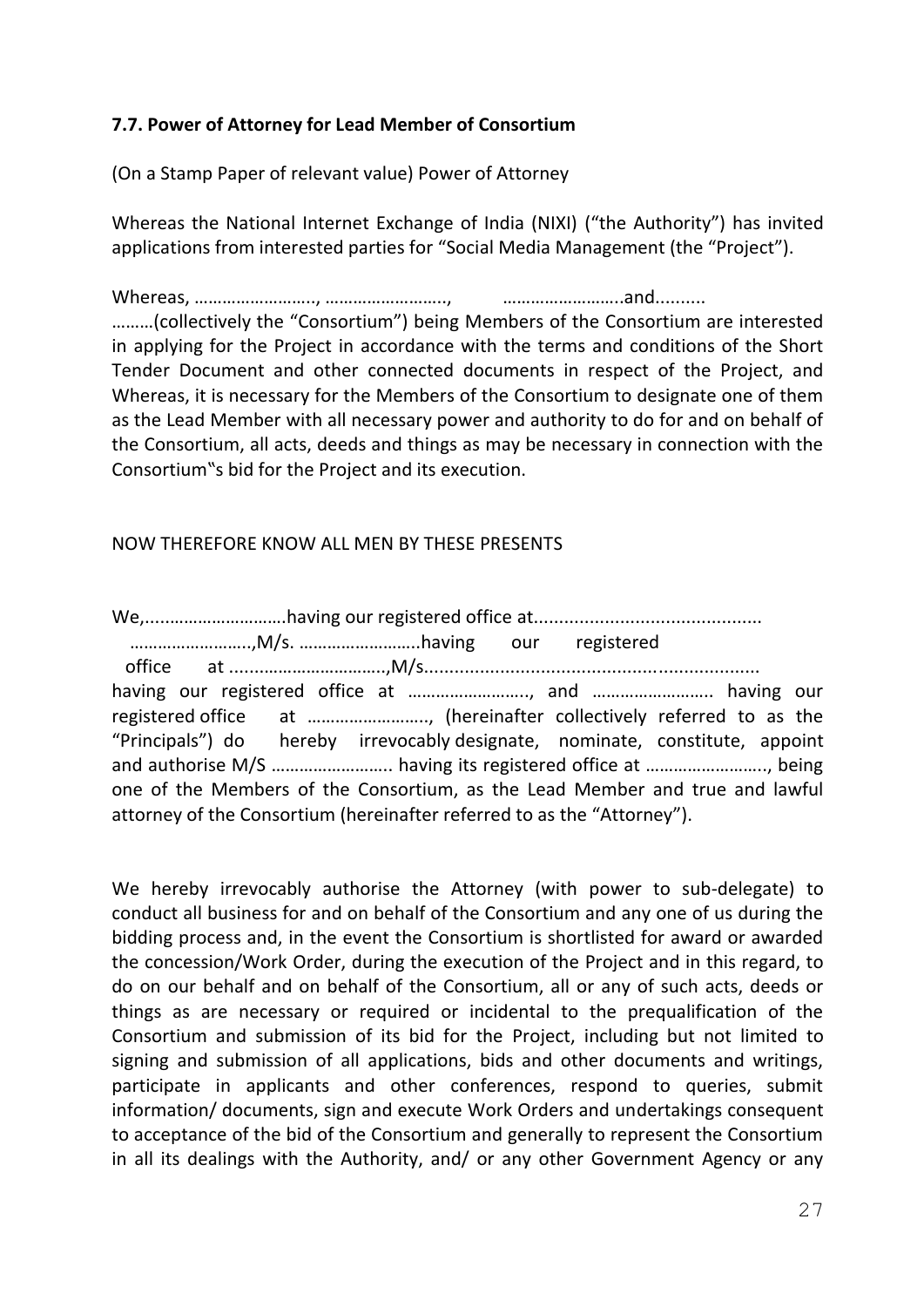**7.7. Power of Attorney for Lead Member of Consortium**

(On a Stamp Paper of relevant value) Power of Attorney

Whereas the National Internet Exchange of India (NIXI) ("the Authority") has invited applications from interested parties for "Social Media Management (the "Project").

Whereas, ……………………., ……………………., ……………………..and..........
………(collectively the "Consortium") being Members of the Consortium are interested in applying for the Project in accordance with the terms and conditions of the Short Tender Document and other connected documents in respect of the Project, and Whereas, it is necessary for the Members of the Consortium to designate one of them as the Lead Member with all necessary power and authority to do for and on behalf of the Consortium, all acts, deeds and things as may be necessary in connection with the Consortium‟s bid for the Project and its execution.

NOW THEREFORE KNOW ALL MEN BY THESE PRESENTS

We,...........……………….having our registered office at............................................ ……………………..,M/s. ……………………..having our registered office at ...........……………….,M/s................................................................. having our registered office at …………………….., and …………………….. having our registered office at …………………….., (hereinafter collectively referred to as the "Principals") do hereby irrevocably designate, nominate, constitute, appoint and authorise M/S …………………….. having its registered office at …………………….., being one of the Members of the Consortium, as the Lead Member and true and lawful attorney of the Consortium (hereinafter referred to as the "Attorney").

We hereby irrevocably authorise the Attorney (with power to sub-delegate) to conduct all business for and on behalf of the Consortium and any one of us during the bidding process and, in the event the Consortium is shortlisted for award or awarded the concession/Work Order, during the execution of the Project and in this regard, to do on our behalf and on behalf of the Consortium, all or any of such acts, deeds or things as are necessary or required or incidental to the prequalification of the Consortium and submission of its bid for the Project, including but not limited to signing and submission of all applications, bids and other documents and writings, participate in applicants and other conferences, respond to queries, submit information/ documents, sign and execute Work Orders and undertakings consequent to acceptance of the bid of the Consortium and generally to represent the Consortium in all its dealings with the Authority, and/ or any other Government Agency or any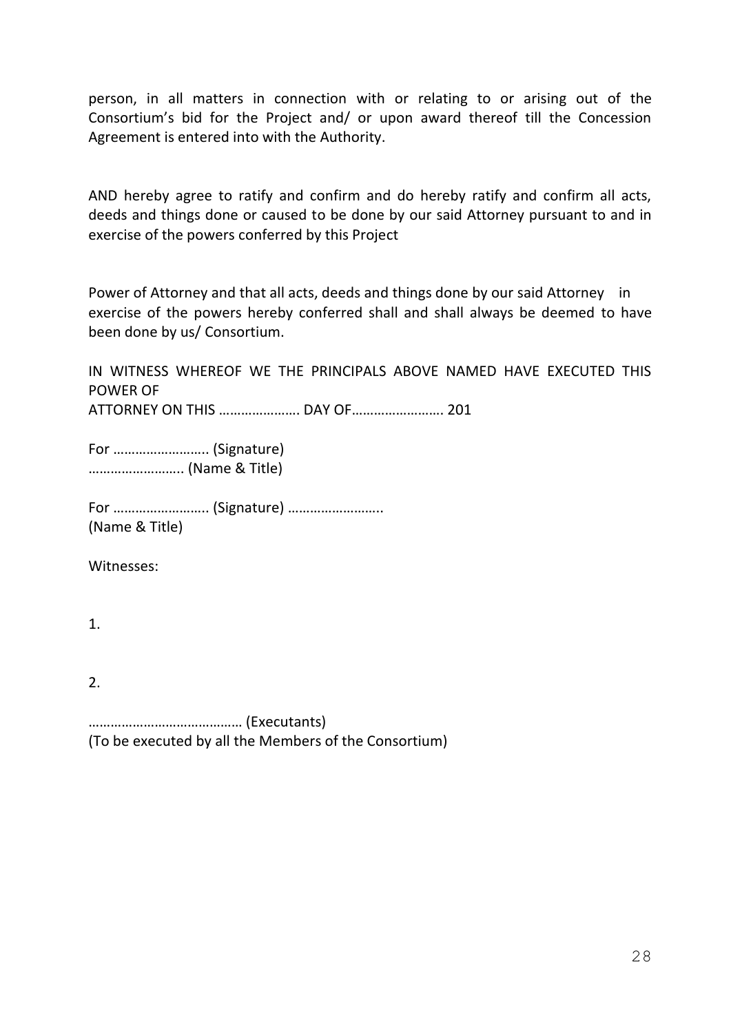person, in all matters in connection with or relating to or arising out of the Consortium's bid for the Project and/ or upon award thereof till the Concession Agreement is entered into with the Authority.

AND hereby agree to ratify and confirm and do hereby ratify and confirm all acts, deeds and things done or caused to be done by our said Attorney pursuant to and in exercise of the powers conferred by this Project

Power of Attorney and that all acts, deeds and things done by our said Attorney in exercise of the powers hereby conferred shall and shall always be deemed to have been done by us/ Consortium.

IN WITNESS WHEREOF WE THE PRINCIPALS ABOVE NAMED HAVE EXECUTED THIS POWER OF
ATTORNEY ON THIS …………………. DAY OF……………………. 201

For …………………….. (Signature)
…………………….. (Name & Title)

For …………………….. (Signature) ……………………..
(Name & Title)

Witnesses:

1.

2.

…………………………………… (Executants)
(To be executed by all the Members of the Consortium)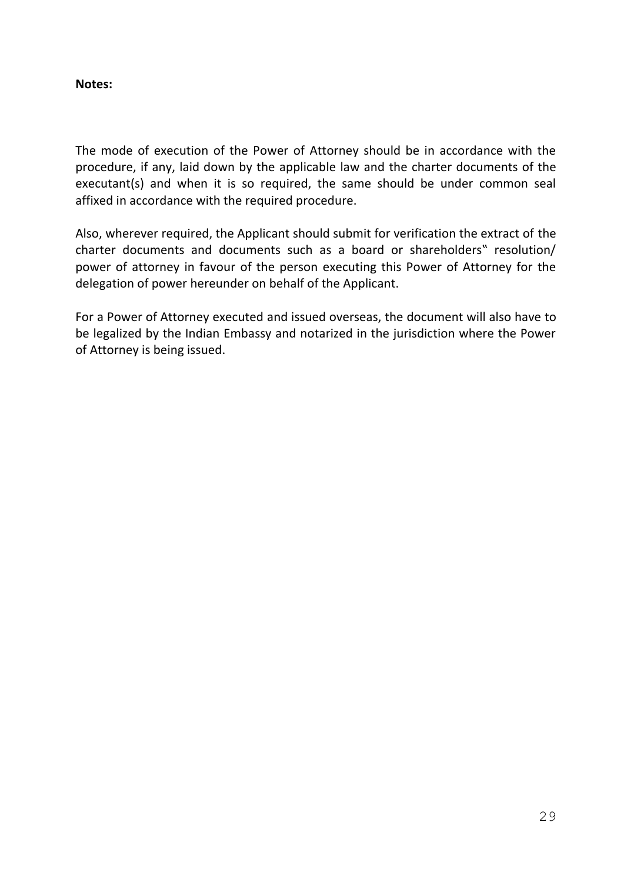**Notes:**

The mode of execution of the Power of Attorney should be in accordance with the procedure, if any, laid down by the applicable law and the charter documents of the executant(s) and when it is so required, the same should be under common seal affixed in accordance with the required procedure.

Also, wherever required, the Applicant should submit for verification the extract of the charter documents and documents such as a board or shareholders" resolution/ power of attorney in favour of the person executing this Power of Attorney for the delegation of power hereunder on behalf of the Applicant.

For a Power of Attorney executed and issued overseas, the document will also have to be legalized by the Indian Embassy and notarized in the jurisdiction where the Power of Attorney is being issued.